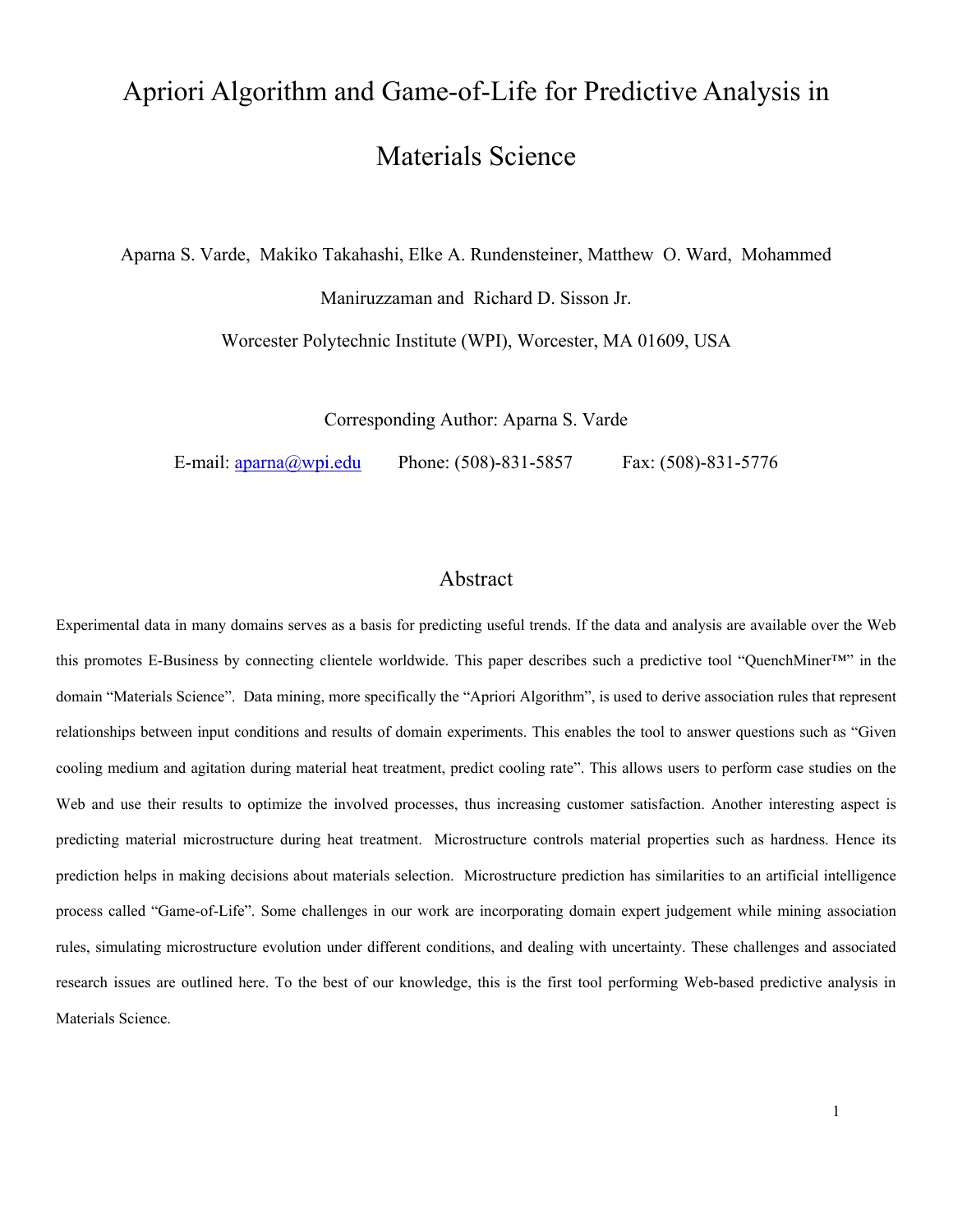# Apriori Algorithm and Game-of-Life for Predictive Analysis in Materials Science

Aparna S. Varde, Makiko Takahashi, Elke A. Rundensteiner, Matthew O. Ward, Mohammed Maniruzzaman and Richard D. Sisson Jr.

Worcester Polytechnic Institute (WPI), Worcester, MA 01609, USA

Corresponding Author: Aparna S. Varde

E-mail: aparna@wpi.edu Phone: (508)-831-5857 Fax: (508)-831-5776

## Abstract

Experimental data in many domains serves as a basis for predicting useful trends. If the data and analysis are available over the Web this promotes E-Business by connecting clientele worldwide. This paper describes such a predictive tool "QuenchMiner™" in the domain "Materials Science". Data mining, more specifically the "Apriori Algorithm", is used to derive association rules that represent relationships between input conditions and results of domain experiments. This enables the tool to answer questions such as "Given cooling medium and agitation during material heat treatment, predict cooling rate". This allows users to perform case studies on the Web and use their results to optimize the involved processes, thus increasing customer satisfaction. Another interesting aspect is predicting material microstructure during heat treatment. Microstructure controls material properties such as hardness. Hence its prediction helps in making decisions about materials selection. Microstructure prediction has similarities to an artificial intelligence process called "Game-of-Life". Some challenges in our work are incorporating domain expert judgement while mining association rules, simulating microstructure evolution under different conditions, and dealing with uncertainty. These challenges and associated research issues are outlined here. To the best of our knowledge, this is the first tool performing Web-based predictive analysis in Materials Science.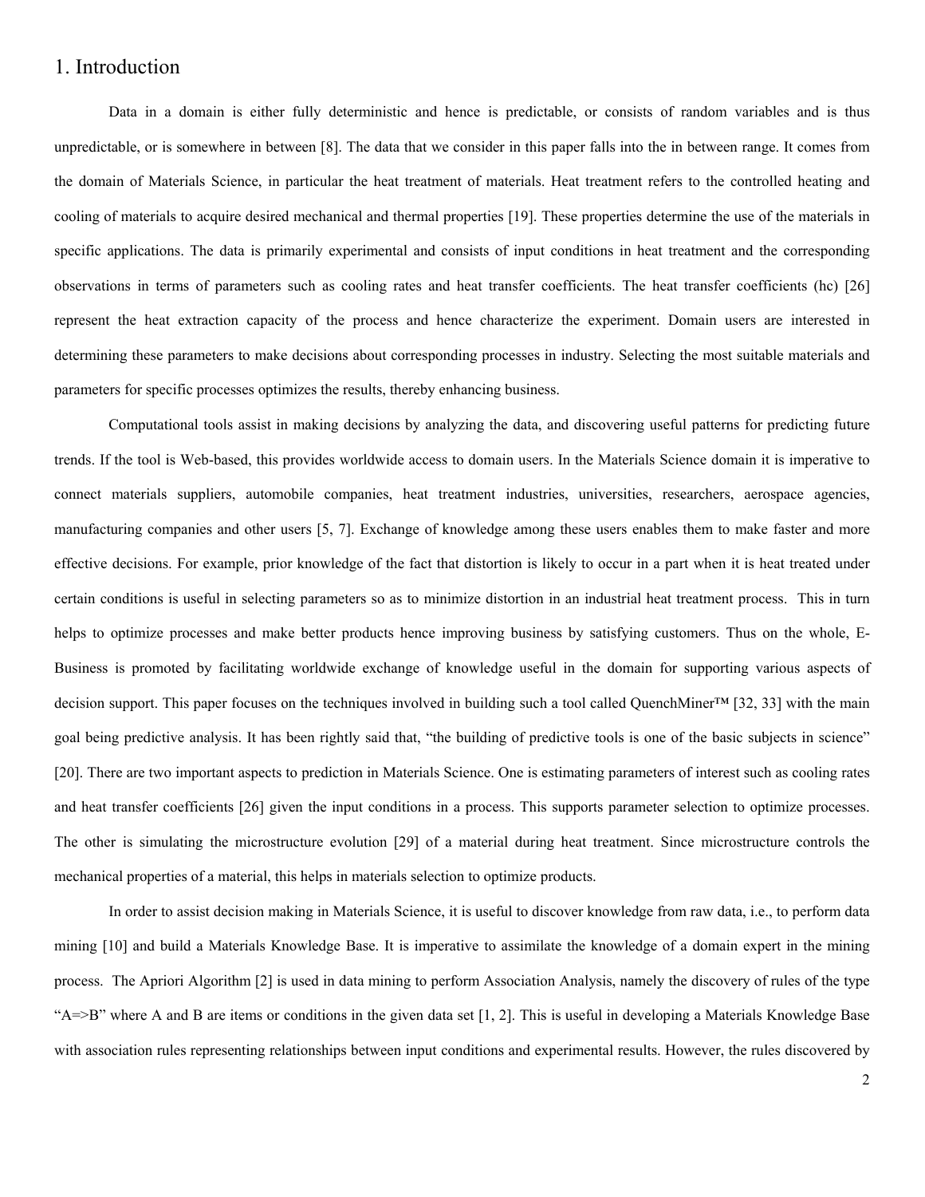# 1. Introduction

Data in a domain is either fully deterministic and hence is predictable, or consists of random variables and is thus unpredictable, or is somewhere in between [8]. The data that we consider in this paper falls into the in between range. It comes from the domain of Materials Science, in particular the heat treatment of materials. Heat treatment refers to the controlled heating and cooling of materials to acquire desired mechanical and thermal properties [19]. These properties determine the use of the materials in specific applications. The data is primarily experimental and consists of input conditions in heat treatment and the corresponding observations in terms of parameters such as cooling rates and heat transfer coefficients. The heat transfer coefficients (hc) [26] represent the heat extraction capacity of the process and hence characterize the experiment. Domain users are interested in determining these parameters to make decisions about corresponding processes in industry. Selecting the most suitable materials and parameters for specific processes optimizes the results, thereby enhancing business.

Computational tools assist in making decisions by analyzing the data, and discovering useful patterns for predicting future trends. If the tool is Web-based, this provides worldwide access to domain users. In the Materials Science domain it is imperative to connect materials suppliers, automobile companies, heat treatment industries, universities, researchers, aerospace agencies, manufacturing companies and other users [5, 7]. Exchange of knowledge among these users enables them to make faster and more effective decisions. For example, prior knowledge of the fact that distortion is likely to occur in a part when it is heat treated under certain conditions is useful in selecting parameters so as to minimize distortion in an industrial heat treatment process. This in turn helps to optimize processes and make better products hence improving business by satisfying customers. Thus on the whole, E-Business is promoted by facilitating worldwide exchange of knowledge useful in the domain for supporting various aspects of decision support. This paper focuses on the techniques involved in building such a tool called QuenchMiner™ [32, 33] with the main goal being predictive analysis. It has been rightly said that, "the building of predictive tools is one of the basic subjects in science" [20]. There are two important aspects to prediction in Materials Science. One is estimating parameters of interest such as cooling rates and heat transfer coefficients [26] given the input conditions in a process. This supports parameter selection to optimize processes. The other is simulating the microstructure evolution [29] of a material during heat treatment. Since microstructure controls the mechanical properties of a material, this helps in materials selection to optimize products.

In order to assist decision making in Materials Science, it is useful to discover knowledge from raw data, i.e., to perform data mining [10] and build a Materials Knowledge Base. It is imperative to assimilate the knowledge of a domain expert in the mining process. The Apriori Algorithm [2] is used in data mining to perform Association Analysis, namely the discovery of rules of the type "A=>B" where A and B are items or conditions in the given data set [1, 2]. This is useful in developing a Materials Knowledge Base with association rules representing relationships between input conditions and experimental results. However, the rules discovered by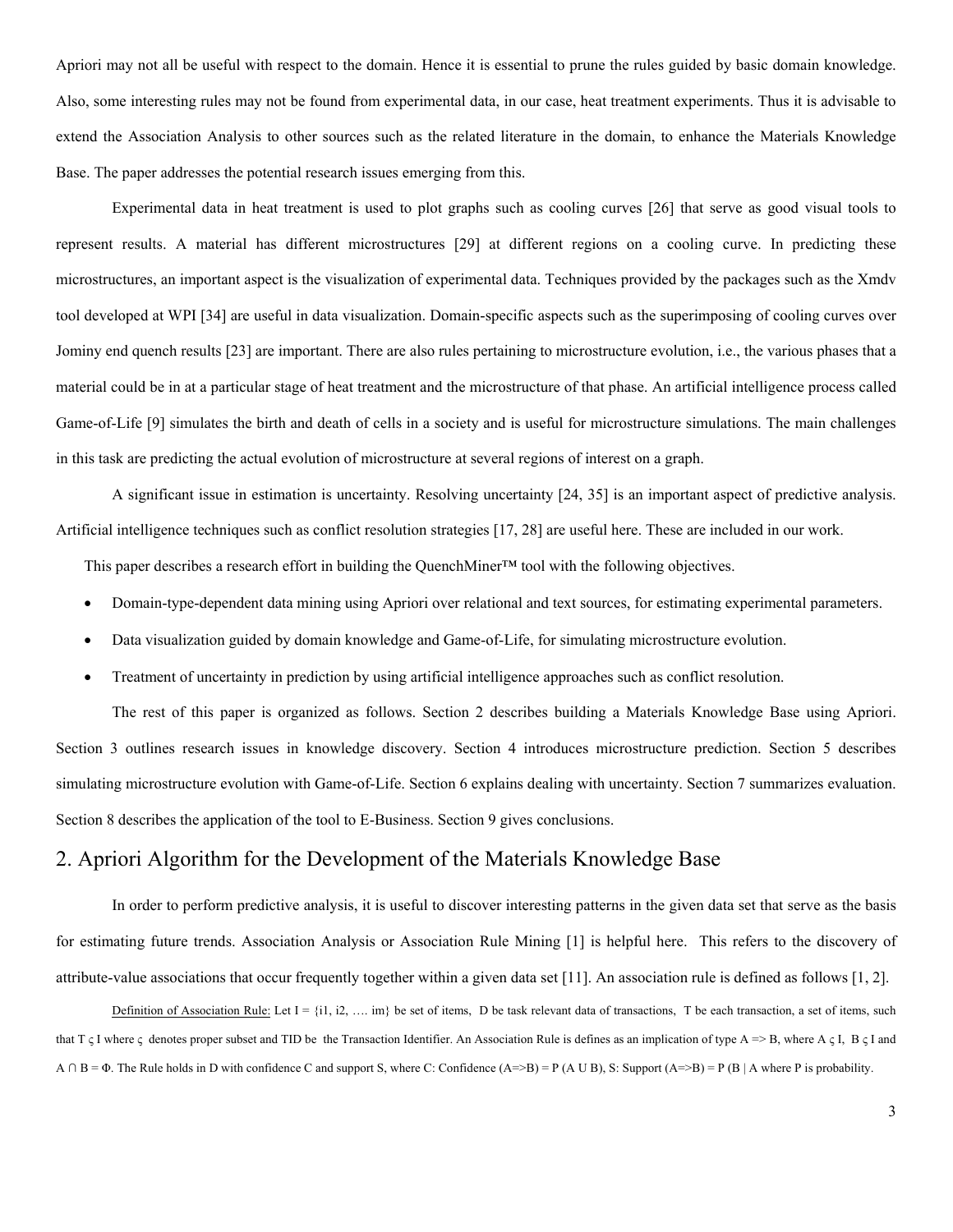Apriori may not all be useful with respect to the domain. Hence it is essential to prune the rules guided by basic domain knowledge. Also, some interesting rules may not be found from experimental data, in our case, heat treatment experiments. Thus it is advisable to extend the Association Analysis to other sources such as the related literature in the domain, to enhance the Materials Knowledge Base. The paper addresses the potential research issues emerging from this.

Experimental data in heat treatment is used to plot graphs such as cooling curves [26] that serve as good visual tools to represent results. A material has different microstructures [29] at different regions on a cooling curve. In predicting these microstructures, an important aspect is the visualization of experimental data. Techniques provided by the packages such as the Xmdv tool developed at WPI [34] are useful in data visualization. Domain-specific aspects such as the superimposing of cooling curves over Jominy end quench results [23] are important. There are also rules pertaining to microstructure evolution, i.e., the various phases that a material could be in at a particular stage of heat treatment and the microstructure of that phase. An artificial intelligence process called Game-of-Life [9] simulates the birth and death of cells in a society and is useful for microstructure simulations. The main challenges in this task are predicting the actual evolution of microstructure at several regions of interest on a graph.

A significant issue in estimation is uncertainty. Resolving uncertainty [24, 35] is an important aspect of predictive analysis. Artificial intelligence techniques such as conflict resolution strategies [17, 28] are useful here. These are included in our work.

This paper describes a research effort in building the QuenchMiner™ tool with the following objectives.

- Domain-type-dependent data mining using Apriori over relational and text sources, for estimating experimental parameters.
- Data visualization guided by domain knowledge and Game-of-Life, for simulating microstructure evolution.
- Treatment of uncertainty in prediction by using artificial intelligence approaches such as conflict resolution.

The rest of this paper is organized as follows. Section 2 describes building a Materials Knowledge Base using Apriori. Section 3 outlines research issues in knowledge discovery. Section 4 introduces microstructure prediction. Section 5 describes simulating microstructure evolution with Game-of-Life. Section 6 explains dealing with uncertainty. Section 7 summarizes evaluation. Section 8 describes the application of the tool to E-Business. Section 9 gives conclusions.

## 2. Apriori Algorithm for the Development of the Materials Knowledge Base

In order to perform predictive analysis, it is useful to discover interesting patterns in the given data set that serve as the basis for estimating future trends. Association Analysis or Association Rule Mining [1] is helpful here. This refers to the discovery of attribute-value associations that occur frequently together within a given data set [11]. An association rule is defined as follows [1, 2].

Definition of Association Rule: Let I = {i1, i2, …. im} be set of items, D be task relevant data of transactions, T be each transaction, a set of items, such that T ς I where ς denotes proper subset and TID be the Transaction Identifier. An Association Rule is defines as an implication of type A => B, where A ς I, B ς I and A ∩ B = Φ. The Rule holds in D with confidence C and support S, where C: Confidence (A=>B) = P (A U B), S: Support (A=>B) = P (B | A where P is probability.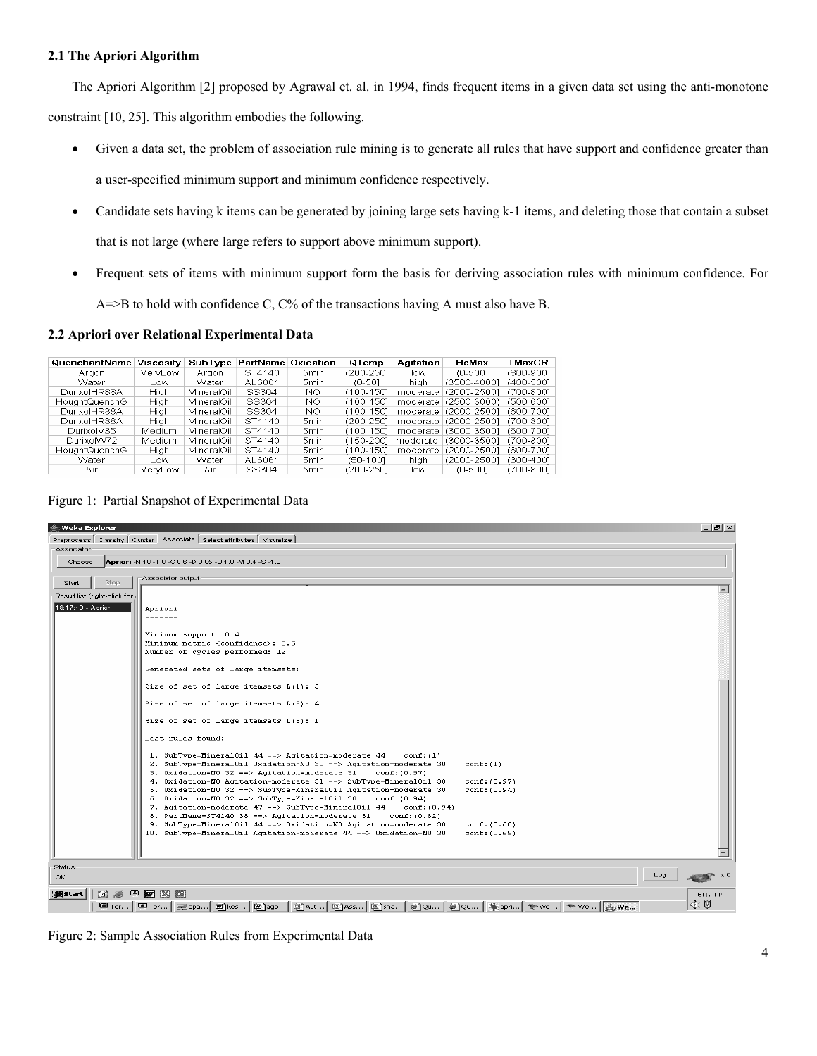### 2.1 The Apriori Algorithm

The Apriori Algorithm [2] proposed by Agrawal et. al. in 1994, finds frequent items in a given data set using the anti-monotone constraint [10, 25]. This algorithm embodies the following.

- Given a data set, the problem of association rule mining is to generate all rules that have support and confidence greater than a user-specified minimum support and minimum confidence respectively.
- Candidate sets having k items can be generated by joining large sets having k-1 items, and deleting those that contain a subset that is not large (where large refers to support above minimum support).
- Frequent sets of items with minimum support form the basis for deriving association rules with minimum confidence. For A=>B to hold with confidence C, C% of the transactions having A must also have B.

### 2.2 Apriori over Relational Experimental Data

| QuenchantName | Viscosity | SubType | PartName | Oxidation | QTemp | Agitation | HcMax | TMaxCR |
|---|---|---|---|---|---|---|---|---|
| Argon | VeryLow | Argon | ST4140 | 5min | (200-250] | low | (0-500] | (800-900] |
| Water | Low | Water | AL6061 | 5min | (0-50] | high | (3500-4000] | (400-500] |
| DurixolHR88A | High | MineralOil | SS304 | NO | (100-150] | moderate | (2000-2500] | (700-800] |
| HoughtQuenchG | High | MineralOil | SS304 | NO | (100-150] | moderate | (2500-3000) | (500-600] |
| DurixolHR88A | High | MineralOil | SS304 | NO | (100-150] | moderate | (2000-2500] | (600-700] |
| DurixolHR88A | High | MineralOil | ST4140 | 5min | (200-250] | moderate | (2000-2500] | (700-800] |
| DurixolV35 | Medium | MineralOil | ST4140 | 5min | (100-150] | moderate | (3000-3500] | (600-700] |
| DurixolW72 | Medium | MineralOil | ST4140 | 5min | (150-200] | moderate | (3000-3500] | (700-800] |
| HoughtQuenchG | High | MineralOil | ST4140 | 5min | (100-150] | moderate | (2000-2500] | (600-700] |
| Water | Low | Water | AL6061 | 5min | (50-100] | high | (2000-2500] | (300-400] |
| Air | VeryLow | Air | SS304 | 5min | (200-250] | low | (0-500] | (700-800] |

Figure 1: Partial Snapshot of Experimental Data

```
Apriori
-------

Minimum support: 0.4
Minimum metric <confidence>: 0.6
Number of cycles performed: 12

Generated sets of large itemsets:

Size of set of large itemsets L(1): 5

Size of set of large itemsets L(2): 4

Size of set of large itemsets L(3): 1

Best rules found:

 1. SubType=MineralOil 44 ==> Agitation=moderate 44    conf:(1)
 2. SubType=MineralOil Oxidation=NO 30 ==> Agitation=moderate 30    conf:(1)
 3. Oxidation=NO 32 ==> Agitation=moderate 31    conf:(0.97)
 4. Oxidation=NO Agitation=moderate 31 ==> SubType=MineralOil 30    conf:(0.97)
 5. Oxidation=NO 32 ==> SubType=MineralOil Agitation=moderate 30    conf:(0.94)
 6. Oxidation=NO 32 ==> SubType=MineralOil 30    conf:(0.94)
 7. Agitation=moderate 47 ==> SubType=MineralOil 44    conf:(0.94)
 8. PartName=ST4140 38 ==> Agitation=moderate 31    conf:(0.82)
 9. SubType=MineralOil 44 ==> Oxidation=NO Agitation=moderate 30    conf:(0.68)
10. SubType=MineralOil Agitation=moderate 44 ==> Oxidation=NO 30    conf:(0.68)
```

Figure 2: Sample Association Rules from Experimental Data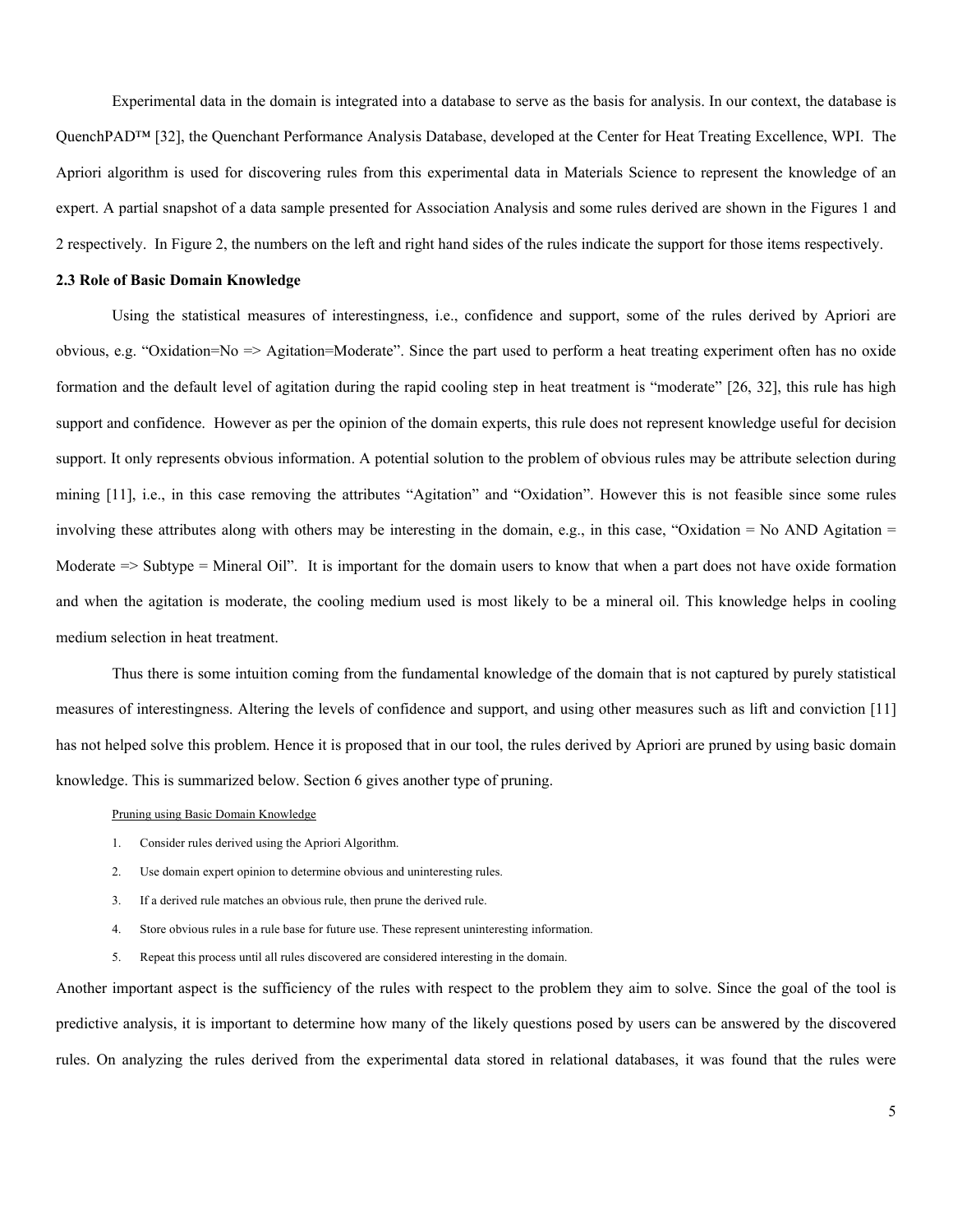Experimental data in the domain is integrated into a database to serve as the basis for analysis. In our context, the database is QuenchPAD™ [32], the Quenchant Performance Analysis Database, developed at the Center for Heat Treating Excellence, WPI. The Apriori algorithm is used for discovering rules from this experimental data in Materials Science to represent the knowledge of an expert. A partial snapshot of a data sample presented for Association Analysis and some rules derived are shown in the Figures 1 and 2 respectively. In Figure 2, the numbers on the left and right hand sides of the rules indicate the support for those items respectively.

### 2.3 Role of Basic Domain Knowledge

Using the statistical measures of interestingness, i.e., confidence and support, some of the rules derived by Apriori are obvious, e.g. "Oxidation=No => Agitation=Moderate". Since the part used to perform a heat treating experiment often has no oxide formation and the default level of agitation during the rapid cooling step in heat treatment is "moderate" [26, 32], this rule has high support and confidence. However as per the opinion of the domain experts, this rule does not represent knowledge useful for decision support. It only represents obvious information. A potential solution to the problem of obvious rules may be attribute selection during mining [11], i.e., in this case removing the attributes "Agitation" and "Oxidation". However this is not feasible since some rules involving these attributes along with others may be interesting in the domain, e.g., in this case, "Oxidation = No AND Agitation = Moderate => Subtype = Mineral Oil". It is important for the domain users to know that when a part does not have oxide formation and when the agitation is moderate, the cooling medium used is most likely to be a mineral oil. This knowledge helps in cooling medium selection in heat treatment.

Thus there is some intuition coming from the fundamental knowledge of the domain that is not captured by purely statistical measures of interestingness. Altering the levels of confidence and support, and using other measures such as lift and conviction [11] has not helped solve this problem. Hence it is proposed that in our tool, the rules derived by Apriori are pruned by using basic domain knowledge. This is summarized below. Section 6 gives another type of pruning.

<u>Pruning using Basic Domain Knowledge</u>

1. Consider rules derived using the Apriori Algorithm.
2. Use domain expert opinion to determine obvious and uninteresting rules.
3. If a derived rule matches an obvious rule, then prune the derived rule.
4. Store obvious rules in a rule base for future use. These represent uninteresting information.
5. Repeat this process until all rules discovered are considered interesting in the domain.

Another important aspect is the sufficiency of the rules with respect to the problem they aim to solve. Since the goal of the tool is predictive analysis, it is important to determine how many of the likely questions posed by users can be answered by the discovered rules. On analyzing the rules derived from the experimental data stored in relational databases, it was found that the rules were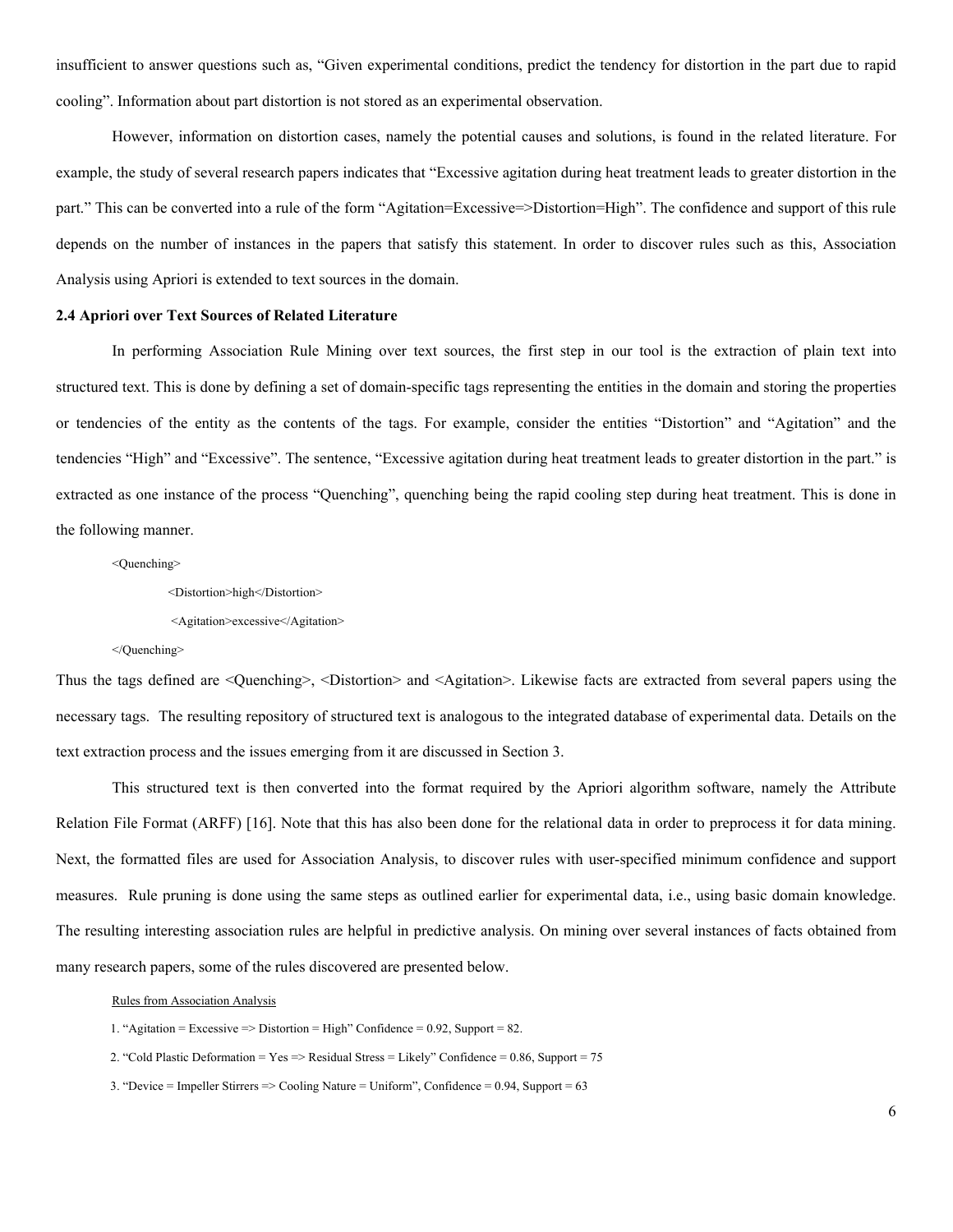insufficient to answer questions such as, "Given experimental conditions, predict the tendency for distortion in the part due to rapid cooling". Information about part distortion is not stored as an experimental observation.

However, information on distortion cases, namely the potential causes and solutions, is found in the related literature. For example, the study of several research papers indicates that "Excessive agitation during heat treatment leads to greater distortion in the part." This can be converted into a rule of the form "Agitation=Excessive=>Distortion=High". The confidence and support of this rule depends on the number of instances in the papers that satisfy this statement. In order to discover rules such as this, Association Analysis using Apriori is extended to text sources in the domain.

### 2.4 Apriori over Text Sources of Related Literature

In performing Association Rule Mining over text sources, the first step in our tool is the extraction of plain text into structured text. This is done by defining a set of domain-specific tags representing the entities in the domain and storing the properties or tendencies of the entity as the contents of the tags. For example, consider the entities "Distortion" and "Agitation" and the tendencies "High" and "Excessive". The sentence, "Excessive agitation during heat treatment leads to greater distortion in the part." is extracted as one instance of the process "Quenching", quenching being the rapid cooling step during heat treatment. This is done in the following manner.

```
<Quenching>
        <Distortion>high</Distortion>
        <Agitation>excessive</Agitation>
</Quenching>
```

Thus the tags defined are <Quenching>, <Distortion> and <Agitation>. Likewise facts are extracted from several papers using the necessary tags. The resulting repository of structured text is analogous to the integrated database of experimental data. Details on the text extraction process and the issues emerging from it are discussed in Section 3.

This structured text is then converted into the format required by the Apriori algorithm software, namely the Attribute Relation File Format (ARFF) [16]. Note that this has also been done for the relational data in order to preprocess it for data mining. Next, the formatted files are used for Association Analysis, to discover rules with user-specified minimum confidence and support measures. Rule pruning is done using the same steps as outlined earlier for experimental data, i.e., using basic domain knowledge. The resulting interesting association rules are helpful in predictive analysis. On mining over several instances of facts obtained from many research papers, some of the rules discovered are presented below.

Rules from Association Analysis

1. "Agitation = Excessive => Distortion = High" Confidence = 0.92, Support = 82.
2. "Cold Plastic Deformation = Yes => Residual Stress = Likely" Confidence = 0.86, Support = 75
3. "Device = Impeller Stirrers => Cooling Nature = Uniform", Confidence = 0.94, Support = 63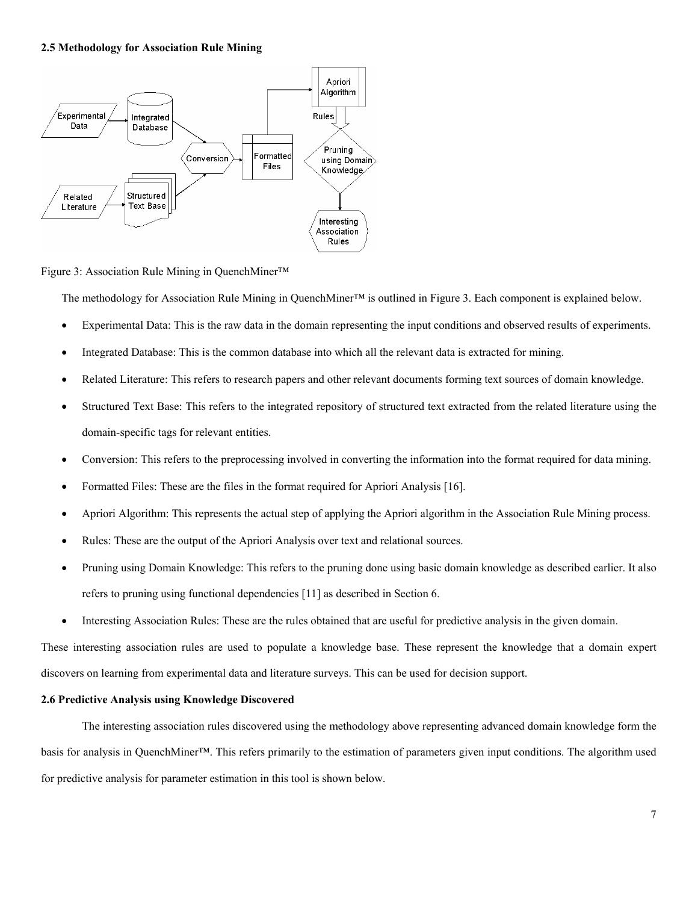### 2.5 Methodology for Association Rule Mining

Figure 3: Association Rule Mining in QuenchMiner™

The methodology for Association Rule Mining in QuenchMiner™ is outlined in Figure 3. Each component is explained below.

- Experimental Data: This is the raw data in the domain representing the input conditions and observed results of experiments.
- Integrated Database: This is the common database into which all the relevant data is extracted for mining.
- Related Literature: This refers to research papers and other relevant documents forming text sources of domain knowledge.
- Structured Text Base: This refers to the integrated repository of structured text extracted from the related literature using the domain-specific tags for relevant entities.
- Conversion: This refers to the preprocessing involved in converting the information into the format required for data mining.
- Formatted Files: These are the files in the format required for Apriori Analysis [16].
- Apriori Algorithm: This represents the actual step of applying the Apriori algorithm in the Association Rule Mining process.
- Rules: These are the output of the Apriori Analysis over text and relational sources.
- Pruning using Domain Knowledge: This refers to the pruning done using basic domain knowledge as described earlier. It also refers to pruning using functional dependencies [11] as described in Section 6.
- Interesting Association Rules: These are the rules obtained that are useful for predictive analysis in the given domain.

These interesting association rules are used to populate a knowledge base. These represent the knowledge that a domain expert discovers on learning from experimental data and literature surveys. This can be used for decision support.

### 2.6 Predictive Analysis using Knowledge Discovered

The interesting association rules discovered using the methodology above representing advanced domain knowledge form the basis for analysis in QuenchMiner™. This refers primarily to the estimation of parameters given input conditions. The algorithm used for predictive analysis for parameter estimation in this tool is shown below.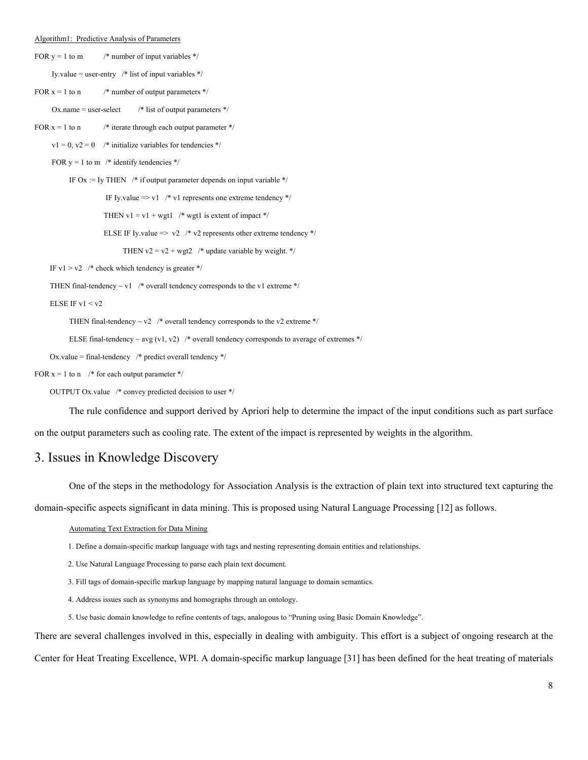Algorithm1: Predictive Analysis of Parameters

```
FOR y = 1 to m        /* number of input variables */
    Iy.value = user-entry   /* list of input variables */
FOR x = 1 to n        /* number of output parameters */
    Ox.name = user-select      /* list of output parameters */
FOR x = 1 to n        /* iterate through each output parameter */
    v1 = 0, v2 = 0    /* initialize variables for tendencies */
    FOR y = 1 to m   /* identify tendencies */
        IF Ox := Iy THEN   /* if output parameter depends on input variable */
                IF Iy.value => v1   /* v1 represents one extreme tendency */
                THEN v1 = v1 + wgt1   /* wgt1 is extent of impact */
                ELSE IF Iy.value =>  v2   /* v2 represents other extreme tendency */
                    THEN v2 = v2 + wgt2   /* update variable by weight. */
    IF v1 > v2   /* check which tendency is greater */
    THEN final-tendency ~ v1   /* overall tendency corresponds to the v1 extreme */
    ELSE IF v1 < v2
        THEN final-tendency ~ v2   /* overall tendency corresponds to the v2 extreme */
        ELSE final-tendency ~ avg (v1, v2)   /* overall tendency corresponds to average of extremes */
    Ox.value = final-tendency   /* predict overall tendency */
FOR x = 1 to n   /* for each output parameter */
    OUTPUT Ox.value   /* convey predicted decision to user */
```

The rule confidence and support derived by Apriori help to determine the impact of the input conditions such as part surface on the output parameters such as cooling rate. The extent of the impact is represented by weights in the algorithm.

## 3. Issues in Knowledge Discovery

One of the steps in the methodology for Association Analysis is the extraction of plain text into structured text capturing the domain-specific aspects significant in data mining. This is proposed using Natural Language Processing [12] as follows.

Automating Text Extraction for Data Mining

1. Define a domain-specific markup language with tags and nesting representing domain entities and relationships.
2. Use Natural Language Processing to parse each plain text document.
3. Fill tags of domain-specific markup language by mapping natural language to domain semantics.
4. Address issues such as synonyms and homographs through an ontology.
5. Use basic domain knowledge to refine contents of tags, analogous to "Pruning using Basic Domain Knowledge".

There are several challenges involved in this, especially in dealing with ambiguity. This effort is a subject of ongoing research at the Center for Heat Treating Excellence, WPI. A domain-specific markup language [31] has been defined for the heat treating of materials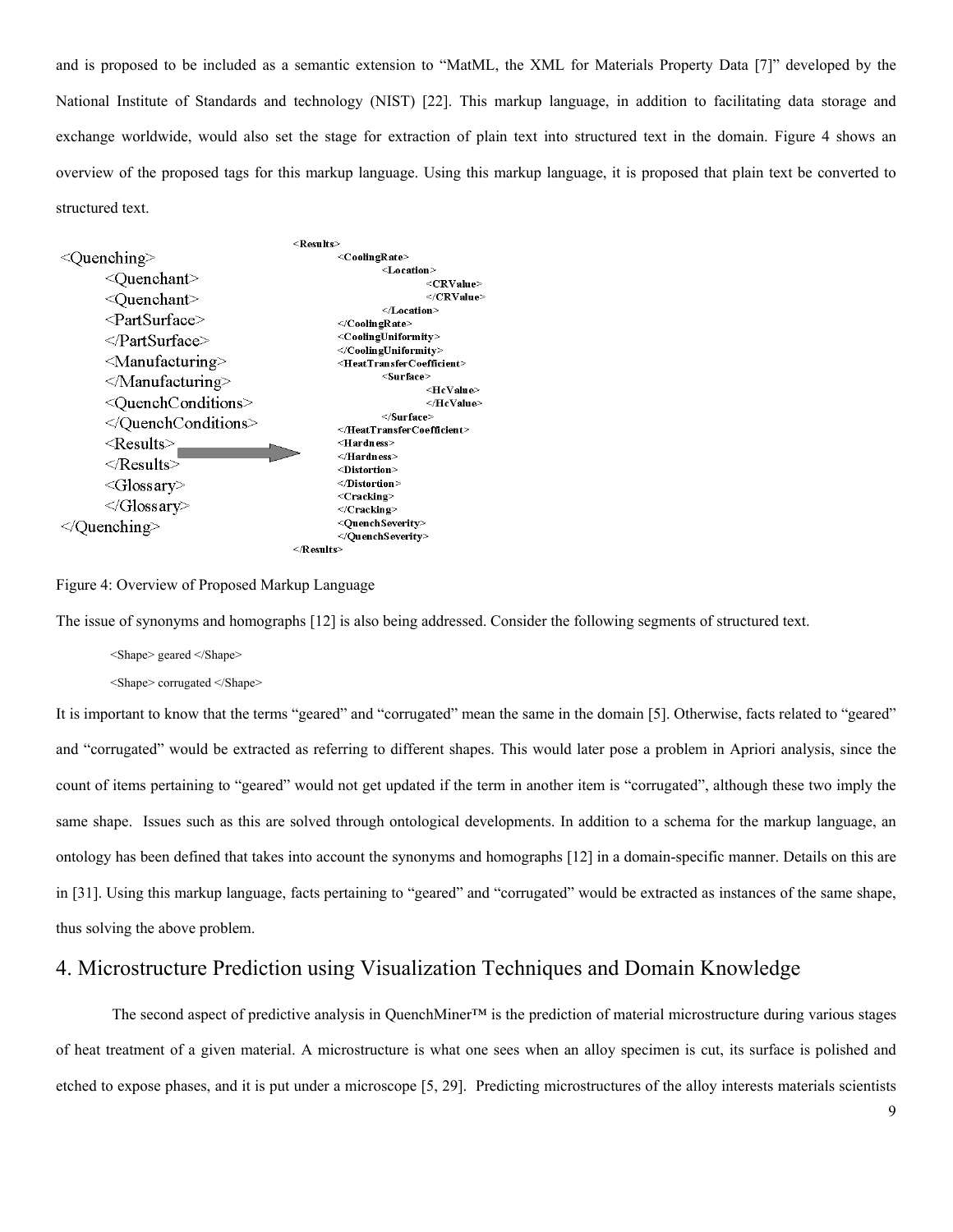and is proposed to be included as a semantic extension to "MatML, the XML for Materials Property Data [7]" developed by the National Institute of Standards and technology (NIST) [22]. This markup language, in addition to facilitating data storage and exchange worldwide, would also set the stage for extraction of plain text into structured text in the domain. Figure 4 shows an overview of the proposed tags for this markup language. Using this markup language, it is proposed that plain text be converted to structured text.

```
<Quenching>
    <Quenchant>
    <Quenchant>
    <PartSurface>
    </PartSurface>
    <Manufacturing>
    </Manufacturing>
    <QuenchConditions>
    </QuenchConditions>
    <Results>
    </Results>
    <Glossary>
    </Glossary>
</Quenching>

<Results>
    <CoolingRate>
        <Location>
            <CRValue>
            </CRValue>
        </Location>
    </CoolingRate>
    <CoolingUniformity>
    </CoolingUniformity>
    <HeatTransferCoefficient>
        <Surface>
            <HcValue>
            </HcValue>
        </Surface>
    </HeatTransferCoefficient>
    <Hardness>
    </Hardness>
    <Distortion>
    </Distortion>
    <Cracking>
    </Cracking>
    <QuenchSeverity>
    </QuenchSeverity>
</Results>
```

Figure 4: Overview of Proposed Markup Language

The issue of synonyms and homographs [12] is also being addressed. Consider the following segments of structured text.

```
<Shape> geared </Shape>
<Shape> corrugated </Shape>
```

It is important to know that the terms "geared" and "corrugated" mean the same in the domain [5]. Otherwise, facts related to "geared" and "corrugated" would be extracted as referring to different shapes. This would later pose a problem in Apriori analysis, since the count of items pertaining to "geared" would not get updated if the term in another item is "corrugated", although these two imply the same shape. Issues such as this are solved through ontological developments. In addition to a schema for the markup language, an ontology has been defined that takes into account the synonyms and homographs [12] in a domain-specific manner. Details on this are in [31]. Using this markup language, facts pertaining to "geared" and "corrugated" would be extracted as instances of the same shape, thus solving the above problem.

# 4. Microstructure Prediction using Visualization Techniques and Domain Knowledge

The second aspect of predictive analysis in QuenchMiner™ is the prediction of material microstructure during various stages of heat treatment of a given material. A microstructure is what one sees when an alloy specimen is cut, its surface is polished and etched to expose phases, and it is put under a microscope [5, 29]. Predicting microstructures of the alloy interests materials scientists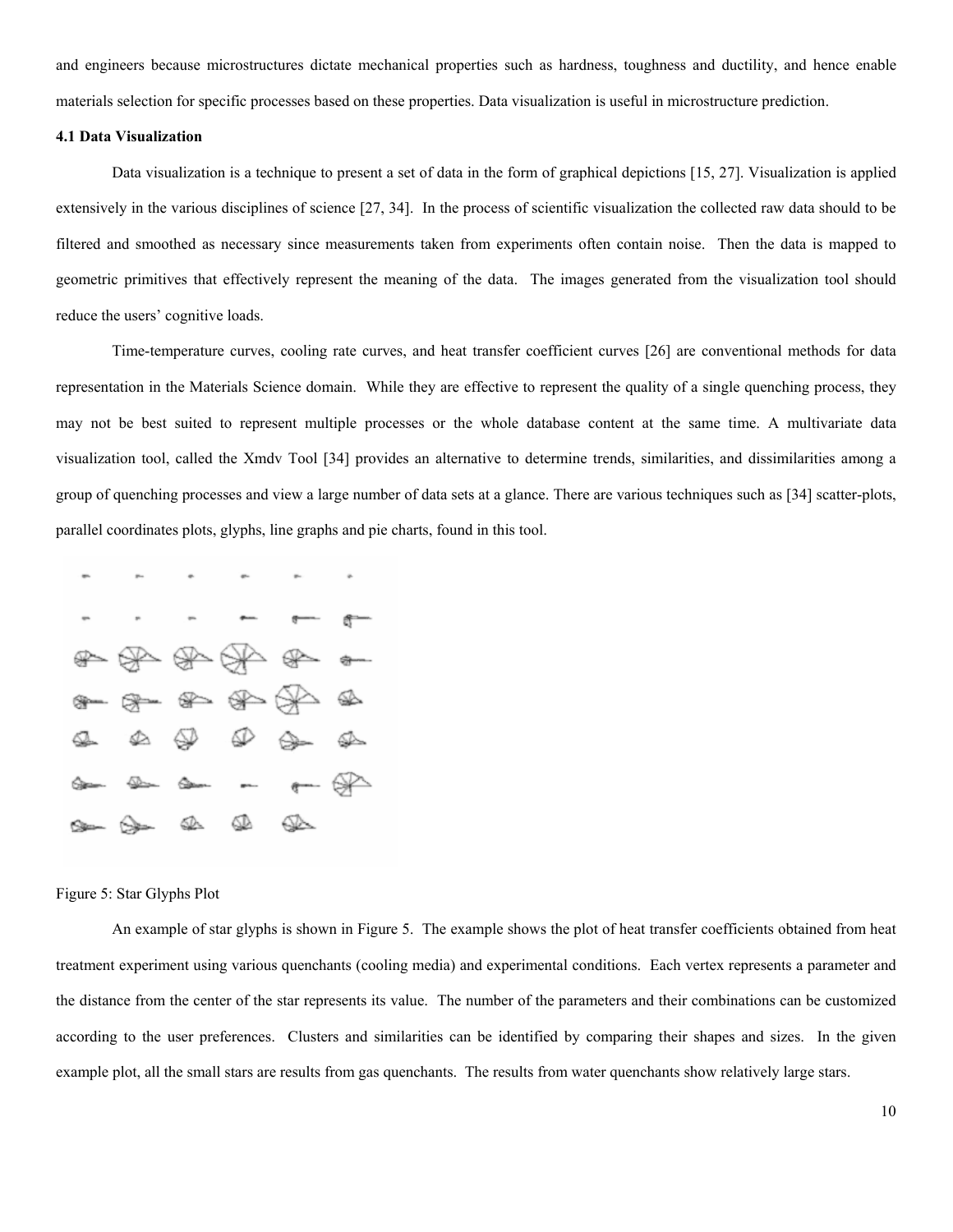and engineers because microstructures dictate mechanical properties such as hardness, toughness and ductility, and hence enable materials selection for specific processes based on these properties. Data visualization is useful in microstructure prediction.

### 4.1 Data Visualization

Data visualization is a technique to present a set of data in the form of graphical depictions [15, 27]. Visualization is applied extensively in the various disciplines of science [27, 34]. In the process of scientific visualization the collected raw data should to be filtered and smoothed as necessary since measurements taken from experiments often contain noise. Then the data is mapped to geometric primitives that effectively represent the meaning of the data. The images generated from the visualization tool should reduce the users' cognitive loads.

Time-temperature curves, cooling rate curves, and heat transfer coefficient curves [26] are conventional methods for data representation in the Materials Science domain. While they are effective to represent the quality of a single quenching process, they may not be best suited to represent multiple processes or the whole database content at the same time. A multivariate data visualization tool, called the Xmdv Tool [34] provides an alternative to determine trends, similarities, and dissimilarities among a group of quenching processes and view a large number of data sets at a glance. There are various techniques such as [34] scatter-plots, parallel coordinates plots, glyphs, line graphs and pie charts, found in this tool.

Figure 5: Star Glyphs Plot

An example of star glyphs is shown in Figure 5. The example shows the plot of heat transfer coefficients obtained from heat treatment experiment using various quenchants (cooling media) and experimental conditions. Each vertex represents a parameter and the distance from the center of the star represents its value. The number of the parameters and their combinations can be customized according to the user preferences. Clusters and similarities can be identified by comparing their shapes and sizes. In the given example plot, all the small stars are results from gas quenchants. The results from water quenchants show relatively large stars.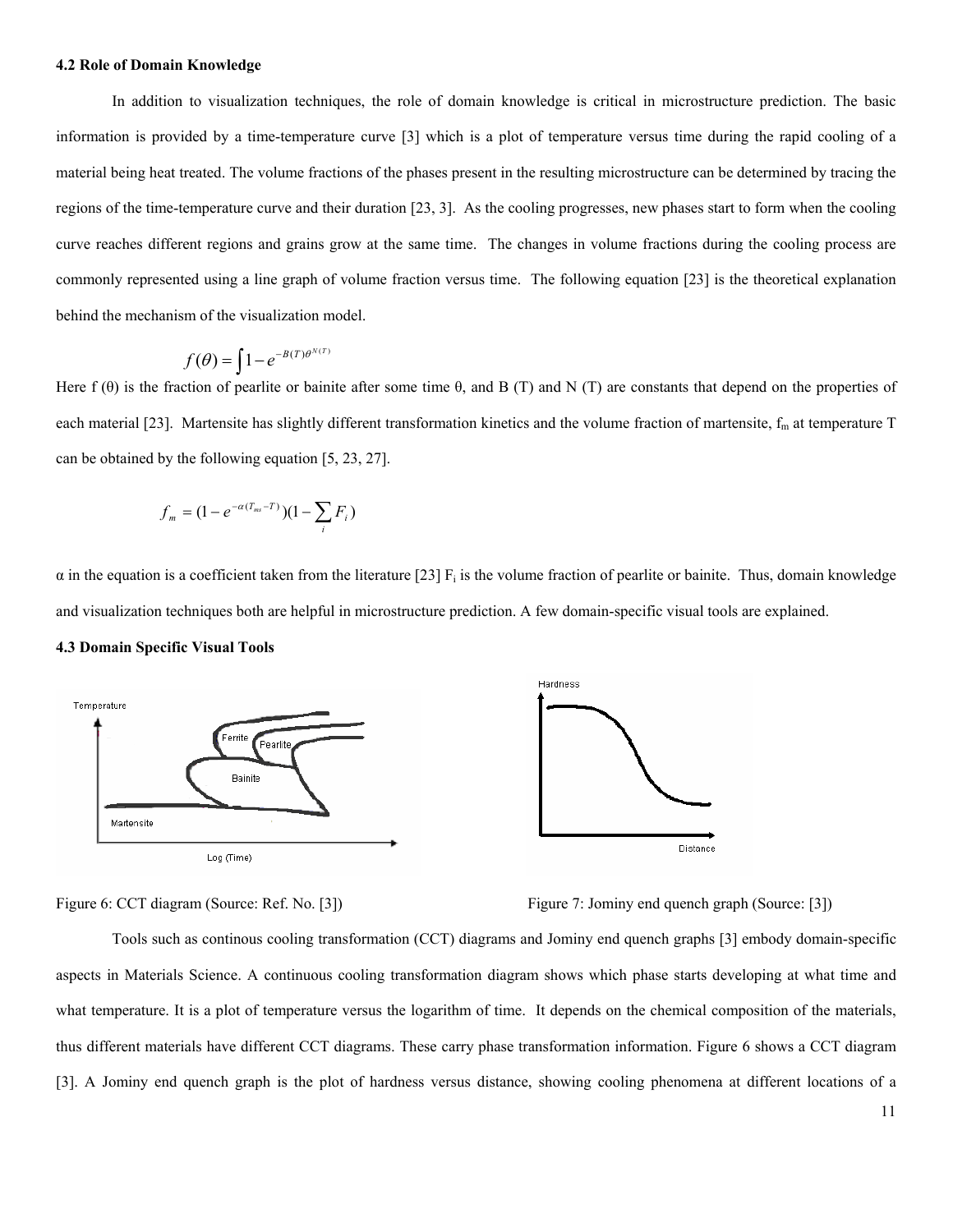### 4.2 Role of Domain Knowledge

In addition to visualization techniques, the role of domain knowledge is critical in microstructure prediction. The basic information is provided by a time-temperature curve [3] which is a plot of temperature versus time during the rapid cooling of a material being heat treated. The volume fractions of the phases present in the resulting microstructure can be determined by tracing the regions of the time-temperature curve and their duration [23, 3]. As the cooling progresses, new phases start to form when the cooling curve reaches different regions and grains grow at the same time. The changes in volume fractions during the cooling process are commonly represented using a line graph of volume fraction versus time. The following equation [23] is the theoretical explanation behind the mechanism of the visualization model.

$$f(\theta) = \int 1 - e^{-B(T)\theta^{N(T)}}$$

Here f (θ) is the fraction of pearlite or bainite after some time θ, and B (T) and N (T) are constants that depend on the properties of each material [23]. Martensite has slightly different transformation kinetics and the volume fraction of martensite, $f_m$ at temperature T can be obtained by the following equation [5, 23, 27].

$$f_m = (1 - e^{-\alpha(T_{ms} - T)})(1 - \sum_i F_i)$$

α in the equation is a coefficient taken from the literature [23] $F_i$ is the volume fraction of pearlite or bainite. Thus, domain knowledge and visualization techniques both are helpful in microstructure prediction. A few domain-specific visual tools are explained.

### 4.3 Domain Specific Visual Tools

Figure 6: CCT diagram (Source: Ref. No. [3])

Figure 7: Jominy end quench graph (Source: [3])

Tools such as continous cooling transformation (CCT) diagrams and Jominy end quench graphs [3] embody domain-specific aspects in Materials Science. A continuous cooling transformation diagram shows which phase starts developing at what time and what temperature. It is a plot of temperature versus the logarithm of time. It depends on the chemical composition of the materials, thus different materials have different CCT diagrams. These carry phase transformation information. Figure 6 shows a CCT diagram [3]. A Jominy end quench graph is the plot of hardness versus distance, showing cooling phenomena at different locations of a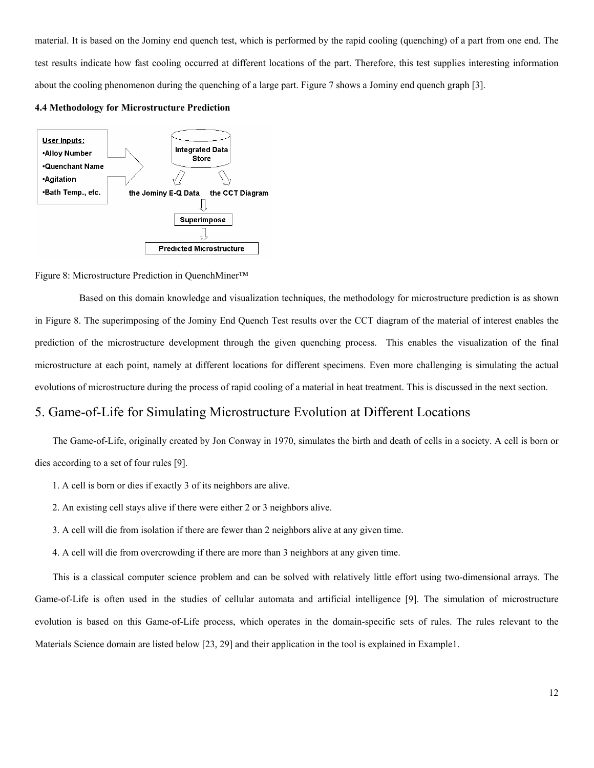material. It is based on the Jominy end quench test, which is performed by the rapid cooling (quenching) of a part from one end. The test results indicate how fast cooling occurred at different locations of the part. Therefore, this test supplies interesting information about the cooling phenomenon during the quenching of a large part. Figure 7 shows a Jominy end quench graph [3].

### 4.4 Methodology for Microstructure Prediction

Figure 8: Microstructure Prediction in QuenchMiner™

Based on this domain knowledge and visualization techniques, the methodology for microstructure prediction is as shown in Figure 8. The superimposing of the Jominy End Quench Test results over the CCT diagram of the material of interest enables the prediction of the microstructure development through the given quenching process. This enables the visualization of the final microstructure at each point, namely at different locations for different specimens. Even more challenging is simulating the actual evolutions of microstructure during the process of rapid cooling of a material in heat treatment. This is discussed in the next section.

## 5. Game-of-Life for Simulating Microstructure Evolution at Different Locations

The Game-of-Life, originally created by Jon Conway in 1970, simulates the birth and death of cells in a society. A cell is born or dies according to a set of four rules [9].

1. A cell is born or dies if exactly 3 of its neighbors are alive.
2. An existing cell stays alive if there were either 2 or 3 neighbors alive.
3. A cell will die from isolation if there are fewer than 2 neighbors alive at any given time.
4. A cell will die from overcrowding if there are more than 3 neighbors at any given time.

This is a classical computer science problem and can be solved with relatively little effort using two-dimensional arrays. The Game-of-Life is often used in the studies of cellular automata and artificial intelligence [9]. The simulation of microstructure evolution is based on this Game-of-Life process, which operates in the domain-specific sets of rules. The rules relevant to the Materials Science domain are listed below [23, 29] and their application in the tool is explained in Example1.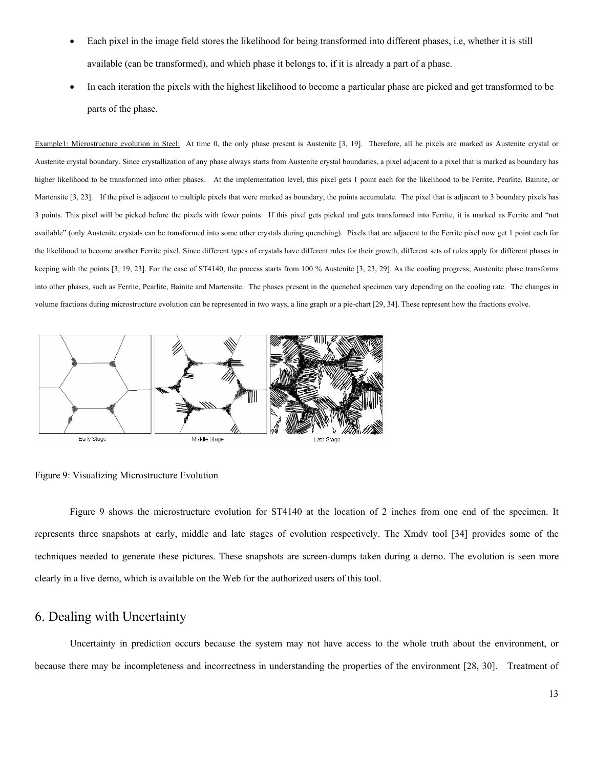- Each pixel in the image field stores the likelihood for being transformed into different phases, i.e, whether it is still available (can be transformed), and which phase it belongs to, if it is already a part of a phase.
- In each iteration the pixels with the highest likelihood to become a particular phase are picked and get transformed to be parts of the phase.

Example1: Microstructure evolution in Steel: At time 0, the only phase present is Austenite [3, 19]. Therefore, all he pixels are marked as Austenite crystal or Austenite crystal boundary. Since crystallization of any phase always starts from Austenite crystal boundaries, a pixel adjacent to a pixel that is marked as boundary has higher likelihood to be transformed into other phases. At the implementation level, this pixel gets 1 point each for the likelihood to be Ferrite, Pearlite, Bainite, or Martensite [3, 23]. If the pixel is adjacent to multiple pixels that were marked as boundary, the points accumulate. The pixel that is adjacent to 3 boundary pixels has 3 points. This pixel will be picked before the pixels with fewer points. If this pixel gets picked and gets transformed into Ferrite, it is marked as Ferrite and "not available" (only Austenite crystals can be transformed into some other crystals during quenching). Pixels that are adjacent to the Ferrite pixel now get 1 point each for the likelihood to become another Ferrite pixel. Since different types of crystals have different rules for their growth, different sets of rules apply for different phases in keeping with the points [3, 19, 23]. For the case of ST4140, the process starts from 100 % Austenite [3, 23, 29]. As the cooling progress, Austenite phase transforms into other phases, such as Ferrite, Pearlite, Bainite and Martensite. The phases present in the quenched specimen vary depending on the cooling rate. The changes in volume fractions during microstructure evolution can be represented in two ways, a line graph or a pie-chart [29, 34]. These represent how the fractions evolve.

Early Stage Middle Stage Late Stage

Figure 9: Visualizing Microstructure Evolution

Figure 9 shows the microstructure evolution for ST4140 at the location of 2 inches from one end of the specimen. It represents three snapshots at early, middle and late stages of evolution respectively. The Xmdv tool [34] provides some of the techniques needed to generate these pictures. These snapshots are screen-dumps taken during a demo. The evolution is seen more clearly in a live demo, which is available on the Web for the authorized users of this tool.

## 6. Dealing with Uncertainty

Uncertainty in prediction occurs because the system may not have access to the whole truth about the environment, or because there may be incompleteness and incorrectness in understanding the properties of the environment [28, 30]. Treatment of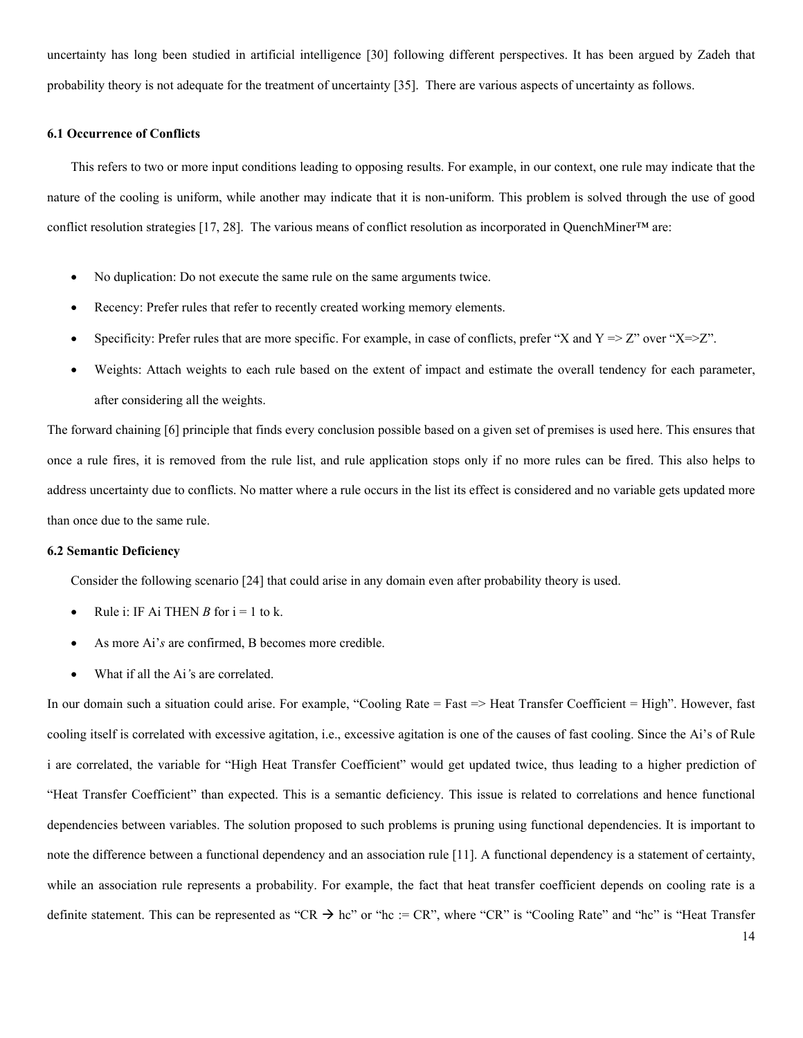uncertainty has long been studied in artificial intelligence [30] following different perspectives. It has been argued by Zadeh that probability theory is not adequate for the treatment of uncertainty [35]. There are various aspects of uncertainty as follows.

### 6.1 Occurrence of Conflicts

This refers to two or more input conditions leading to opposing results. For example, in our context, one rule may indicate that the nature of the cooling is uniform, while another may indicate that it is non-uniform. This problem is solved through the use of good conflict resolution strategies [17, 28]. The various means of conflict resolution as incorporated in QuenchMiner™ are:

- No duplication: Do not execute the same rule on the same arguments twice.
- Recency: Prefer rules that refer to recently created working memory elements.
- Specificity: Prefer rules that are more specific. For example, in case of conflicts, prefer "X and Y => Z" over "X=>Z".
- Weights: Attach weights to each rule based on the extent of impact and estimate the overall tendency for each parameter, after considering all the weights.

The forward chaining [6] principle that finds every conclusion possible based on a given set of premises is used here. This ensures that once a rule fires, it is removed from the rule list, and rule application stops only if no more rules can be fired. This also helps to address uncertainty due to conflicts. No matter where a rule occurs in the list its effect is considered and no variable gets updated more than once due to the same rule.

### 6.2 Semantic Deficiency

Consider the following scenario [24] that could arise in any domain even after probability theory is used.

- Rule i: IF Ai THEN *B* for i = 1 to k.
- As more Ai'*s* are confirmed, B becomes more credible.
- What if all the Ai*'s* are correlated.

In our domain such a situation could arise. For example, "Cooling Rate = Fast => Heat Transfer Coefficient = High". However, fast cooling itself is correlated with excessive agitation, i.e., excessive agitation is one of the causes of fast cooling. Since the Ai's of Rule i are correlated, the variable for "High Heat Transfer Coefficient" would get updated twice, thus leading to a higher prediction of "Heat Transfer Coefficient" than expected. This is a semantic deficiency. This issue is related to correlations and hence functional dependencies between variables. The solution proposed to such problems is pruning using functional dependencies. It is important to note the difference between a functional dependency and an association rule [11]. A functional dependency is a statement of certainty, while an association rule represents a probability. For example, the fact that heat transfer coefficient depends on cooling rate is a definite statement. This can be represented as "CR $\rightarrow$ hc" or "hc := CR", where "CR" is "Cooling Rate" and "hc" is "Heat Transfer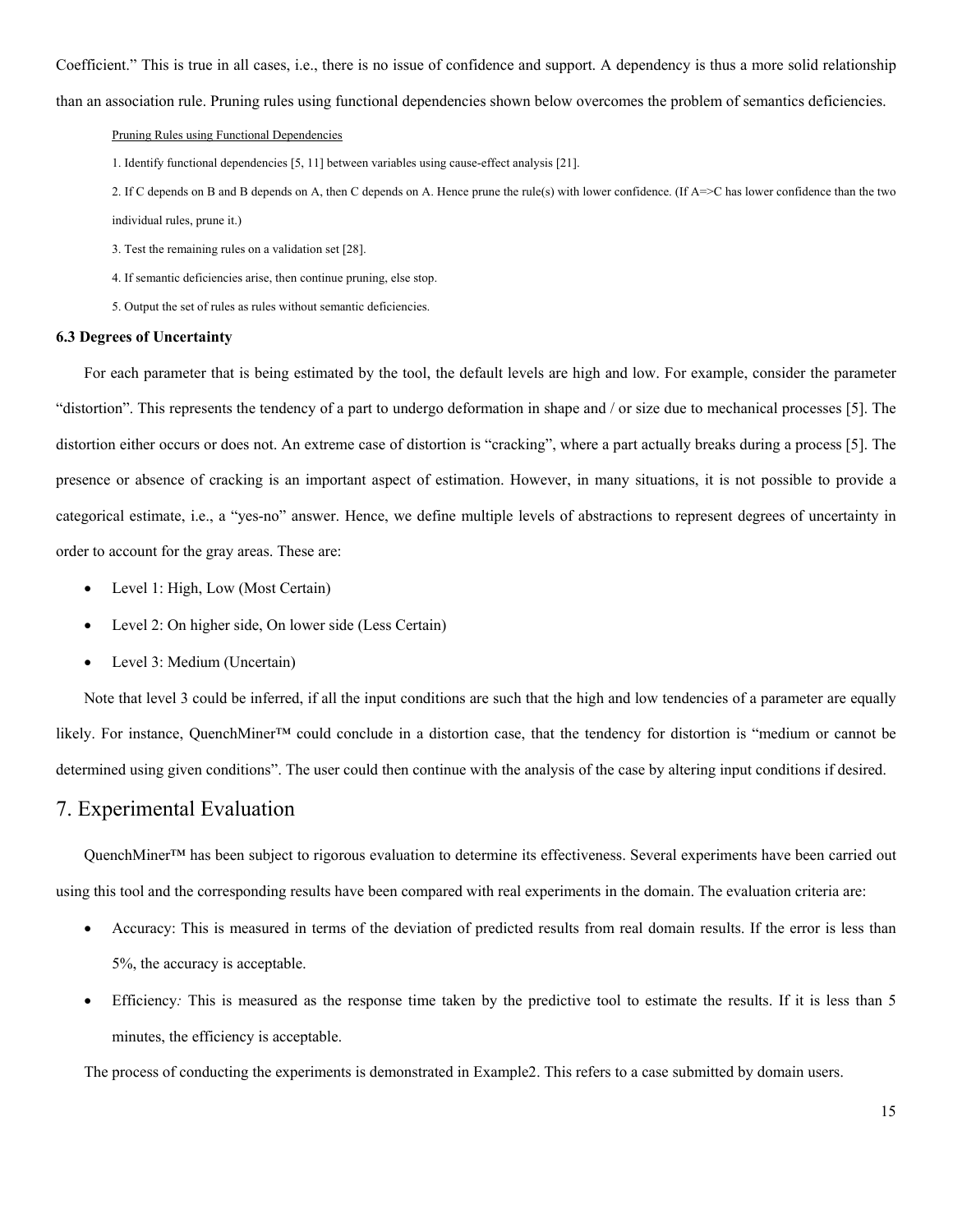Coefficient." This is true in all cases, i.e., there is no issue of confidence and support. A dependency is thus a more solid relationship than an association rule. Pruning rules using functional dependencies shown below overcomes the problem of semantics deficiencies.

Pruning Rules using Functional Dependencies

1. Identify functional dependencies [5, 11] between variables using cause-effect analysis [21].

2. If C depends on B and B depends on A, then C depends on A. Hence prune the rule(s) with lower confidence. (If A=>C has lower confidence than the two individual rules, prune it.)

3. Test the remaining rules on a validation set [28].

4. If semantic deficiencies arise, then continue pruning, else stop.

5. Output the set of rules as rules without semantic deficiencies.

### 6.3 Degrees of Uncertainty

For each parameter that is being estimated by the tool, the default levels are high and low. For example, consider the parameter "distortion". This represents the tendency of a part to undergo deformation in shape and / or size due to mechanical processes [5]. The distortion either occurs or does not. An extreme case of distortion is "cracking", where a part actually breaks during a process [5]. The presence or absence of cracking is an important aspect of estimation. However, in many situations, it is not possible to provide a categorical estimate, i.e., a "yes-no" answer. Hence, we define multiple levels of abstractions to represent degrees of uncertainty in order to account for the gray areas. These are:

- Level 1: High, Low (Most Certain)
- Level 2: On higher side, On lower side (Less Certain)
- Level 3: Medium (Uncertain)

Note that level 3 could be inferred, if all the input conditions are such that the high and low tendencies of a parameter are equally likely. For instance, QuenchMiner™ could conclude in a distortion case, that the tendency for distortion is "medium or cannot be determined using given conditions". The user could then continue with the analysis of the case by altering input conditions if desired.

## 7. Experimental Evaluation

QuenchMiner™ has been subject to rigorous evaluation to determine its effectiveness. Several experiments have been carried out using this tool and the corresponding results have been compared with real experiments in the domain. The evaluation criteria are:

- Accuracy: This is measured in terms of the deviation of predicted results from real domain results. If the error is less than 5%, the accuracy is acceptable.
- Efficiency*:* This is measured as the response time taken by the predictive tool to estimate the results. If it is less than 5 minutes, the efficiency is acceptable.

The process of conducting the experiments is demonstrated in Example2. This refers to a case submitted by domain users.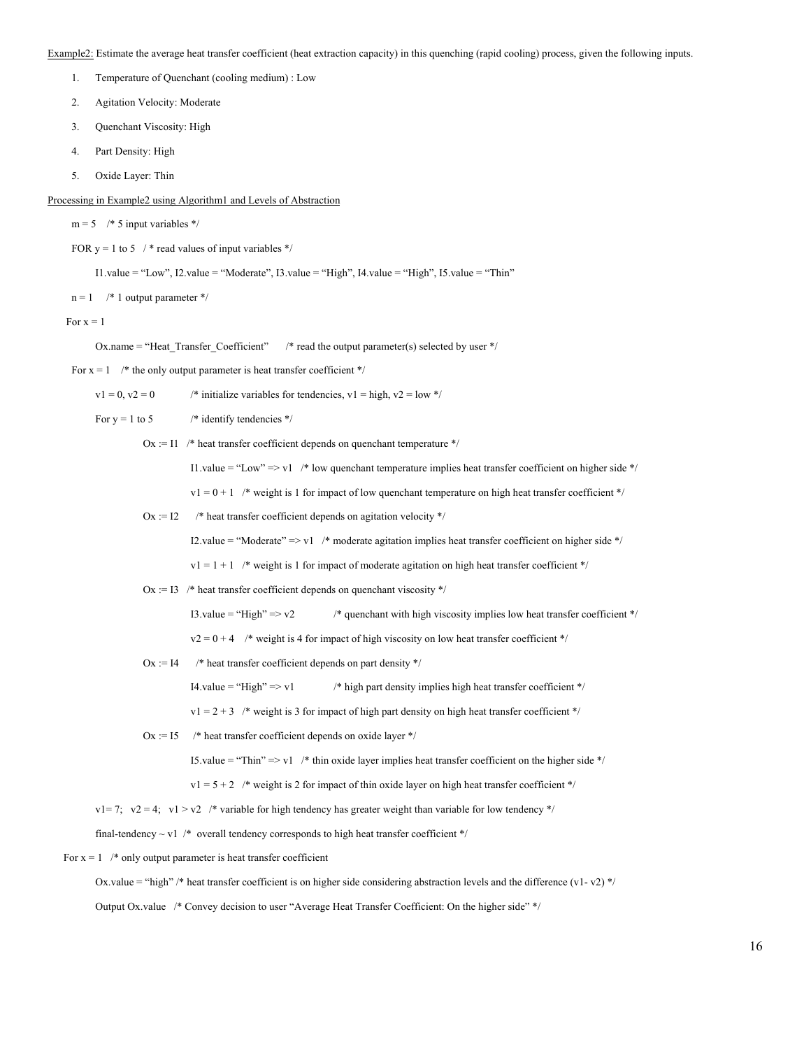<u>Example2:</u> Estimate the average heat transfer coefficient (heat extraction capacity) in this quenching (rapid cooling) process, given the following inputs.

1. Temperature of Quenchant (cooling medium) : Low
2. Agitation Velocity: Moderate
3. Quenchant Viscosity: High
4. Part Density: High
5. Oxide Layer: Thin

<u>Processing in Example2 using Algorithm1 and Levels of Abstraction</u>

```
m = 5   /* 5 input variables */
FOR y = 1 to 5   / * read values of input variables */
      I1.value = "Low", I2.value = "Moderate", I3.value = "High", I4.value = "High", I5.value = "Thin"
n = 1   /* 1 output parameter */
For x = 1
      Ox.name = "Heat_Transfer_Coefficient"      /* read the output parameter(s) selected by user */
For x = 1   /* the only output parameter is heat transfer coefficient */
      v1 = 0, v2 = 0          /* initialize variables for tendencies, v1 = high, v2 = low */
      For y = 1 to 5          /* identify tendencies */
            Ox := I1   /* heat transfer coefficient depends on quenchant temperature */
                  I1.value = "Low" => v1   /* low quenchant temperature implies heat transfer coefficient on higher side */
                  v1 = 0 + 1   /* weight is 1 for impact of low quenchant temperature on high heat transfer coefficient */
            Ox := I2      /* heat transfer coefficient depends on agitation velocity */
                  I2.value = "Moderate" => v1   /* moderate agitation implies heat transfer coefficient on higher side */
                  v1 = 1 + 1   /* weight is 1 for impact of moderate agitation on high heat transfer coefficient */
            Ox := I3   /* heat transfer coefficient depends on quenchant viscosity */
                  I3.value = "High" => v2          /* quenchant with high viscosity implies low heat transfer coefficient */
                  v2 = 0 + 4   /* weight is 4 for impact of high viscosity on low heat transfer coefficient */
            Ox := I4      /* heat transfer coefficient depends on part density */
                  I4.value = "High" => v1          /* high part density implies high heat transfer coefficient */
                  v1 = 2 + 3   /* weight is 3 for impact of high part density on high heat transfer coefficient */
            Ox := I5      /* heat transfer coefficient depends on oxide layer */
                  I5.value = "Thin" => v1   /* thin oxide layer implies heat transfer coefficient on the higher side */
                  v1 = 5 + 2   /* weight is 2 for impact of thin oxide layer on high heat transfer coefficient */
      v1= 7;   v2 = 4;   v1 > v2   /* variable for high tendency has greater weight than variable for low tendency */
      final-tendency ~ v1  /*  overall tendency corresponds to high heat transfer coefficient */
For x = 1   /* only output parameter is heat transfer coefficient
      Ox.value = "high" /* heat transfer coefficient is on higher side considering abstraction levels and the difference (v1- v2) */
      Output Ox.value   /* Convey decision to user "Average Heat Transfer Coefficient: On the higher side" */
```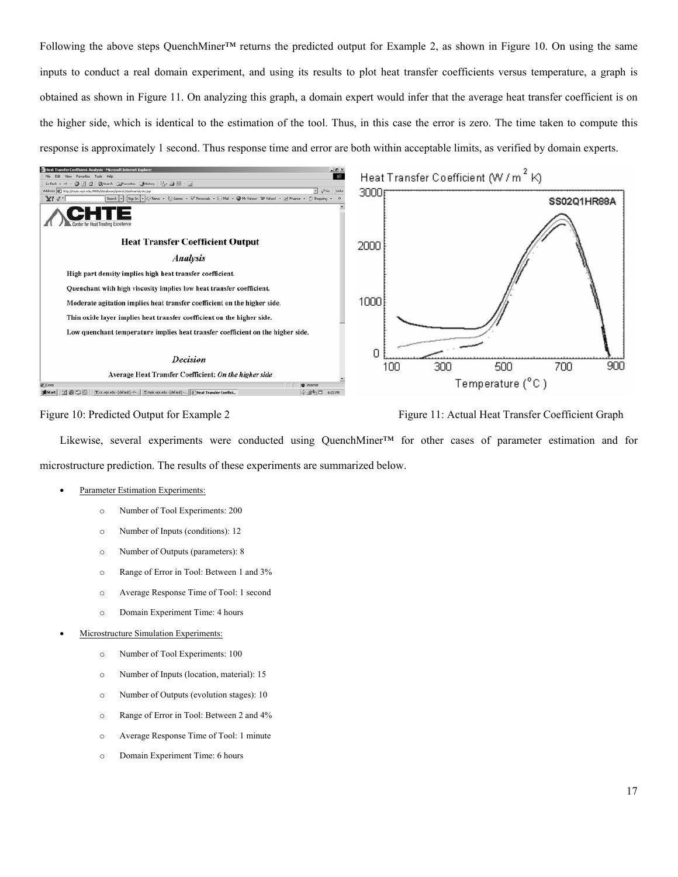Following the above steps QuenchMiner™ returns the predicted output for Example 2, as shown in Figure 10. On using the same inputs to conduct a real domain experiment, and using its results to plot heat transfer coefficients versus temperature, a graph is obtained as shown in Figure 11. On analyzing this graph, a domain expert would infer that the average heat transfer coefficient is on the higher side, which is identical to the estimation of the tool. Thus, in this case the error is zero. The time taken to compute this response is approximately 1 second. Thus response time and error are both within acceptable limits, as verified by domain experts.

Figure 10: Predicted Output for Example 2

Figure 11: Actual Heat Transfer Coefficient Graph

Likewise, several experiments were conducted using QuenchMiner™ for other cases of parameter estimation and for microstructure prediction. The results of these experiments are summarized below.

- Parameter Estimation Experiments:
  - Number of Tool Experiments: 200
  - Number of Inputs (conditions): 12
  - Number of Outputs (parameters): 8
  - Range of Error in Tool: Between 1 and 3%
  - Average Response Time of Tool: 1 second
  - Domain Experiment Time: 4 hours
- Microstructure Simulation Experiments:
  - Number of Tool Experiments: 100
  - Number of Inputs (location, material): 15
  - Number of Outputs (evolution stages): 10
  - Range of Error in Tool: Between 2 and 4%
  - Average Response Time of Tool: 1 minute
  - Domain Experiment Time: 6 hours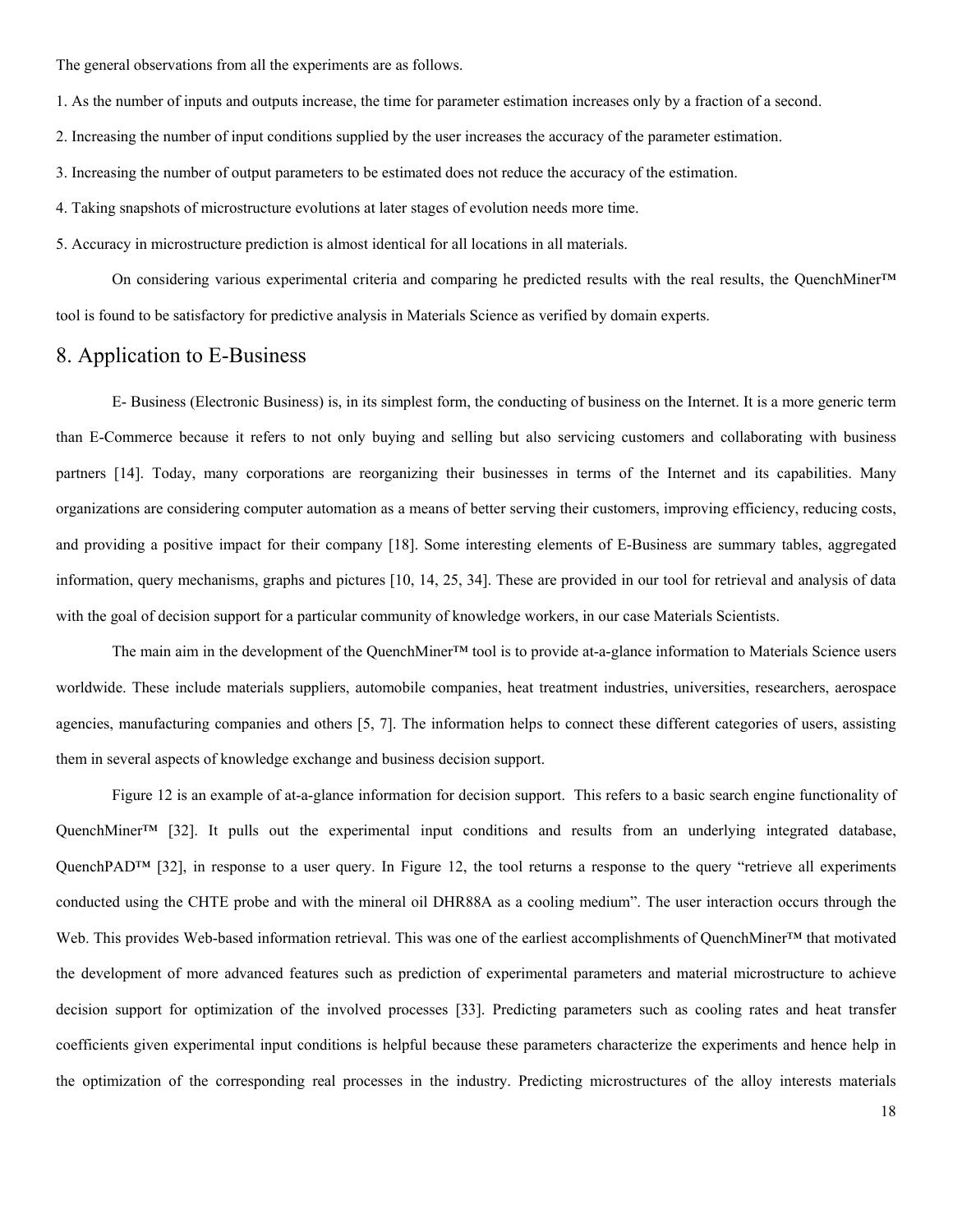The general observations from all the experiments are as follows.

1. As the number of inputs and outputs increase, the time for parameter estimation increases only by a fraction of a second.

2. Increasing the number of input conditions supplied by the user increases the accuracy of the parameter estimation.

3. Increasing the number of output parameters to be estimated does not reduce the accuracy of the estimation.

4. Taking snapshots of microstructure evolutions at later stages of evolution needs more time.

5. Accuracy in microstructure prediction is almost identical for all locations in all materials.

On considering various experimental criteria and comparing he predicted results with the real results, the QuenchMiner™ tool is found to be satisfactory for predictive analysis in Materials Science as verified by domain experts.

## 8. Application to E-Business

E- Business (Electronic Business) is, in its simplest form, the conducting of business on the Internet. It is a more generic term than E-Commerce because it refers to not only buying and selling but also servicing customers and collaborating with business partners [14]. Today, many corporations are reorganizing their businesses in terms of the Internet and its capabilities. Many organizations are considering computer automation as a means of better serving their customers, improving efficiency, reducing costs, and providing a positive impact for their company [18]. Some interesting elements of E-Business are summary tables, aggregated information, query mechanisms, graphs and pictures [10, 14, 25, 34]. These are provided in our tool for retrieval and analysis of data with the goal of decision support for a particular community of knowledge workers, in our case Materials Scientists.

The main aim in the development of the QuenchMiner™ tool is to provide at-a-glance information to Materials Science users worldwide. These include materials suppliers, automobile companies, heat treatment industries, universities, researchers, aerospace agencies, manufacturing companies and others [5, 7]. The information helps to connect these different categories of users, assisting them in several aspects of knowledge exchange and business decision support.

Figure 12 is an example of at-a-glance information for decision support. This refers to a basic search engine functionality of QuenchMiner™ [32]. It pulls out the experimental input conditions and results from an underlying integrated database, QuenchPAD™ [32], in response to a user query. In Figure 12, the tool returns a response to the query "retrieve all experiments conducted using the CHTE probe and with the mineral oil DHR88A as a cooling medium". The user interaction occurs through the Web. This provides Web-based information retrieval. This was one of the earliest accomplishments of QuenchMiner™ that motivated the development of more advanced features such as prediction of experimental parameters and material microstructure to achieve decision support for optimization of the involved processes [33]. Predicting parameters such as cooling rates and heat transfer coefficients given experimental input conditions is helpful because these parameters characterize the experiments and hence help in the optimization of the corresponding real processes in the industry. Predicting microstructures of the alloy interests materials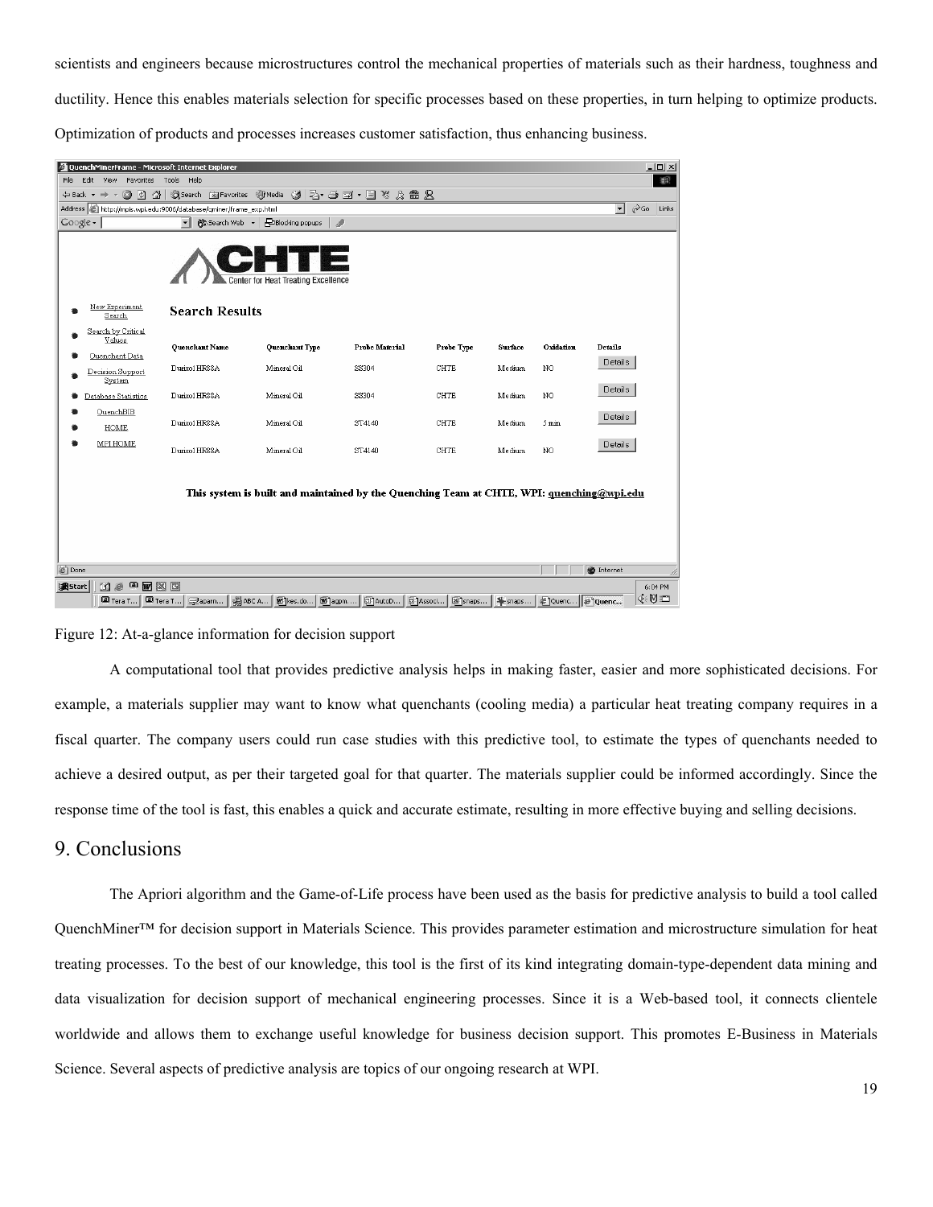scientists and engineers because microstructures control the mechanical properties of materials such as their hardness, toughness and ductility. Hence this enables materials selection for specific processes based on these properties, in turn helping to optimize products. Optimization of products and processes increases customer satisfaction, thus enhancing business.

Figure 12: At-a-glance information for decision support

A computational tool that provides predictive analysis helps in making faster, easier and more sophisticated decisions. For example, a materials supplier may want to know what quenchants (cooling media) a particular heat treating company requires in a fiscal quarter. The company users could run case studies with this predictive tool, to estimate the types of quenchants needed to achieve a desired output, as per their targeted goal for that quarter. The materials supplier could be informed accordingly. Since the response time of the tool is fast, this enables a quick and accurate estimate, resulting in more effective buying and selling decisions.

## 9. Conclusions

The Apriori algorithm and the Game-of-Life process have been used as the basis for predictive analysis to build a tool called QuenchMiner™ for decision support in Materials Science. This provides parameter estimation and microstructure simulation for heat treating processes. To the best of our knowledge, this tool is the first of its kind integrating domain-type-dependent data mining and data visualization for decision support of mechanical engineering processes. Since it is a Web-based tool, it connects clientele worldwide and allows them to exchange useful knowledge for business decision support. This promotes E-Business in Materials Science. Several aspects of predictive analysis are topics of our ongoing research at WPI.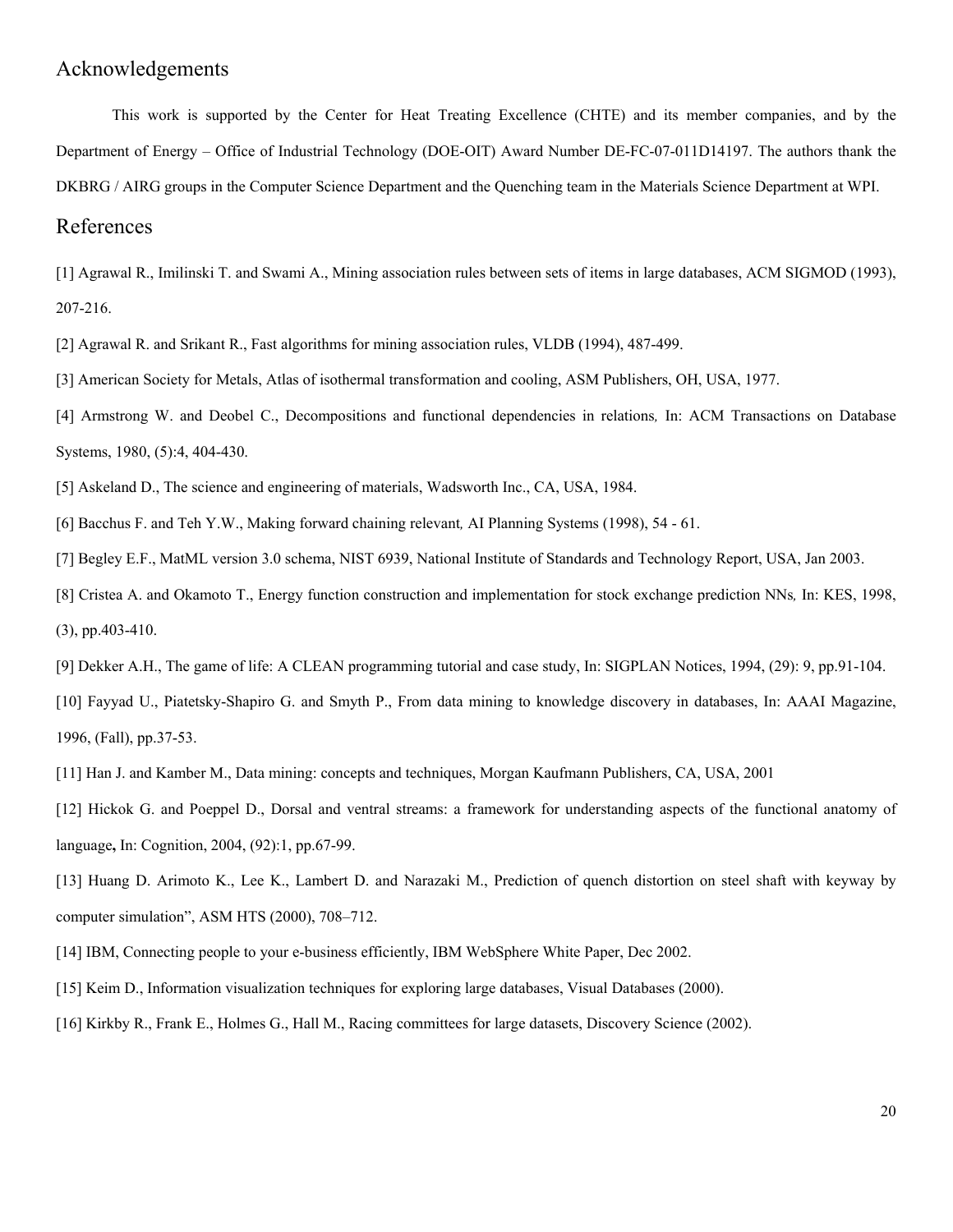## Acknowledgements

This work is supported by the Center for Heat Treating Excellence (CHTE) and its member companies, and by the Department of Energy – Office of Industrial Technology (DOE-OIT) Award Number DE-FC-07-011D14197. The authors thank the DKBRG / AIRG groups in the Computer Science Department and the Quenching team in the Materials Science Department at WPI.

## References

[1] Agrawal R., Imilinski T. and Swami A., Mining association rules between sets of items in large databases, ACM SIGMOD (1993), 207-216.

[2] Agrawal R. and Srikant R., Fast algorithms for mining association rules, VLDB (1994), 487-499.

[3] American Society for Metals, Atlas of isothermal transformation and cooling, ASM Publishers, OH, USA, 1977.

[4] Armstrong W. and Deobel C., Decompositions and functional dependencies in relations*,* In: ACM Transactions on Database Systems, 1980, (5):4, 404-430.

[5] Askeland D., The science and engineering of materials, Wadsworth Inc., CA, USA, 1984.

[6] Bacchus F. and Teh Y.W., Making forward chaining relevant*,* AI Planning Systems (1998), 54 - 61.

[7] Begley E.F., MatML version 3.0 schema, NIST 6939, National Institute of Standards and Technology Report, USA, Jan 2003.

[8] Cristea A. and Okamoto T., Energy function construction and implementation for stock exchange prediction NNs*,* In: KES, 1998, (3), pp.403-410.

[9] Dekker A.H., The game of life: A CLEAN programming tutorial and case study, In: SIGPLAN Notices, 1994, (29): 9, pp.91-104.

[10] Fayyad U., Piatetsky-Shapiro G. and Smyth P., From data mining to knowledge discovery in databases, In: AAAI Magazine, 1996, (Fall), pp.37-53.

[11] Han J. and Kamber M., Data mining: concepts and techniques, Morgan Kaufmann Publishers, CA, USA, 2001

[12] Hickok G. and Poeppel D., Dorsal and ventral streams: a framework for understanding aspects of the functional anatomy of language**,** In: Cognition, 2004, (92):1, pp.67-99.

[13] Huang D. Arimoto K., Lee K., Lambert D. and Narazaki M., Prediction of quench distortion on steel shaft with keyway by computer simulation", ASM HTS (2000), 708–712.

[14] IBM, Connecting people to your e-business efficiently, IBM WebSphere White Paper, Dec 2002.

[15] Keim D., Information visualization techniques for exploring large databases, Visual Databases (2000).

[16] Kirkby R., Frank E., Holmes G., Hall M., Racing committees for large datasets, Discovery Science (2002).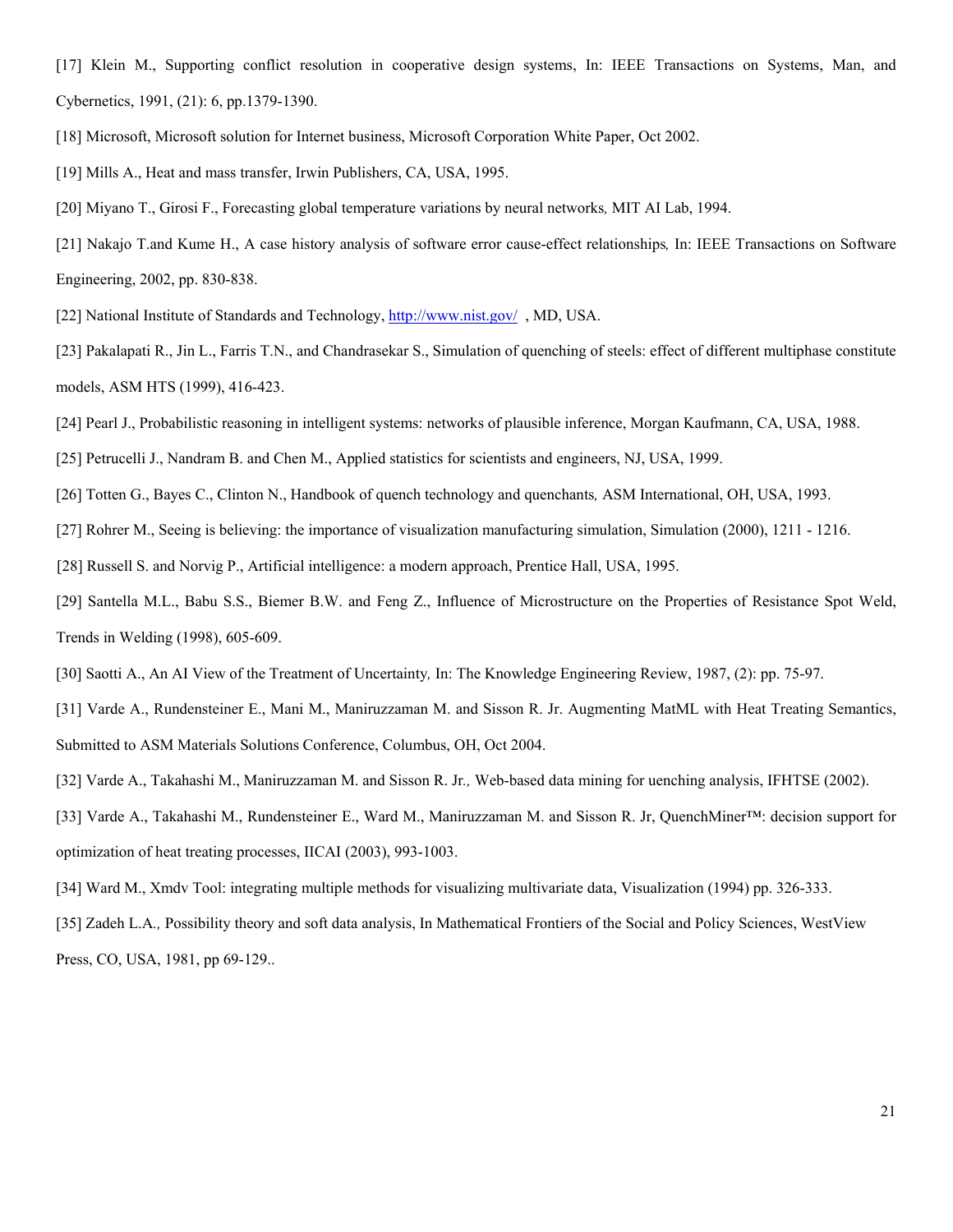[17] Klein M., Supporting conflict resolution in cooperative design systems, In: IEEE Transactions on Systems, Man, and Cybernetics, 1991, (21): 6, pp.1379-1390.

[18] Microsoft, Microsoft solution for Internet business, Microsoft Corporation White Paper, Oct 2002.

[19] Mills A., Heat and mass transfer, Irwin Publishers, CA, USA, 1995.

[20] Miyano T., Girosi F., Forecasting global temperature variations by neural networks*,* MIT AI Lab, 1994.

[21] Nakajo T.and Kume H., A case history analysis of software error cause-effect relationships*,* In: IEEE Transactions on Software Engineering, 2002, pp. 830-838.

[22] National Institute of Standards and Technology, http://www.nist.gov/ , MD, USA.

[23] Pakalapati R., Jin L., Farris T.N., and Chandrasekar S., Simulation of quenching of steels: effect of different multiphase constitute models, ASM HTS (1999), 416-423.

[24] Pearl J., Probabilistic reasoning in intelligent systems: networks of plausible inference, Morgan Kaufmann, CA, USA, 1988.

[25] Petrucelli J., Nandram B. and Chen M., Applied statistics for scientists and engineers, NJ, USA, 1999.

[26] Totten G., Bayes C., Clinton N., Handbook of quench technology and quenchants*,* ASM International, OH, USA, 1993.

[27] Rohrer M., Seeing is believing: the importance of visualization manufacturing simulation, Simulation (2000), 1211 - 1216.

[28] Russell S. and Norvig P., Artificial intelligence: a modern approach, Prentice Hall, USA, 1995.

[29] Santella M.L., Babu S.S., Biemer B.W. and Feng Z., Influence of Microstructure on the Properties of Resistance Spot Weld, Trends in Welding (1998), 605-609.

[30] Saotti A., An AI View of the Treatment of Uncertainty*,* In: The Knowledge Engineering Review, 1987, (2): pp. 75-97.

[31] Varde A., Rundensteiner E., Mani M., Maniruzzaman M. and Sisson R. Jr. Augmenting MatML with Heat Treating Semantics, Submitted to ASM Materials Solutions Conference, Columbus, OH, Oct 2004.

[32] Varde A., Takahashi M., Maniruzzaman M. and Sisson R. Jr.*,* Web-based data mining for uenching analysis, IFHTSE (2002).

[33] Varde A., Takahashi M., Rundensteiner E., Ward M., Maniruzzaman M. and Sisson R. Jr, QuenchMiner™: decision support for optimization of heat treating processes, IICAI (2003), 993-1003.

[34] Ward M., Xmdv Tool: integrating multiple methods for visualizing multivariate data, Visualization (1994) pp. 326-333.

[35] Zadeh L.A.*,* Possibility theory and soft data analysis, In Mathematical Frontiers of the Social and Policy Sciences, WestView Press, CO, USA, 1981, pp 69-129..